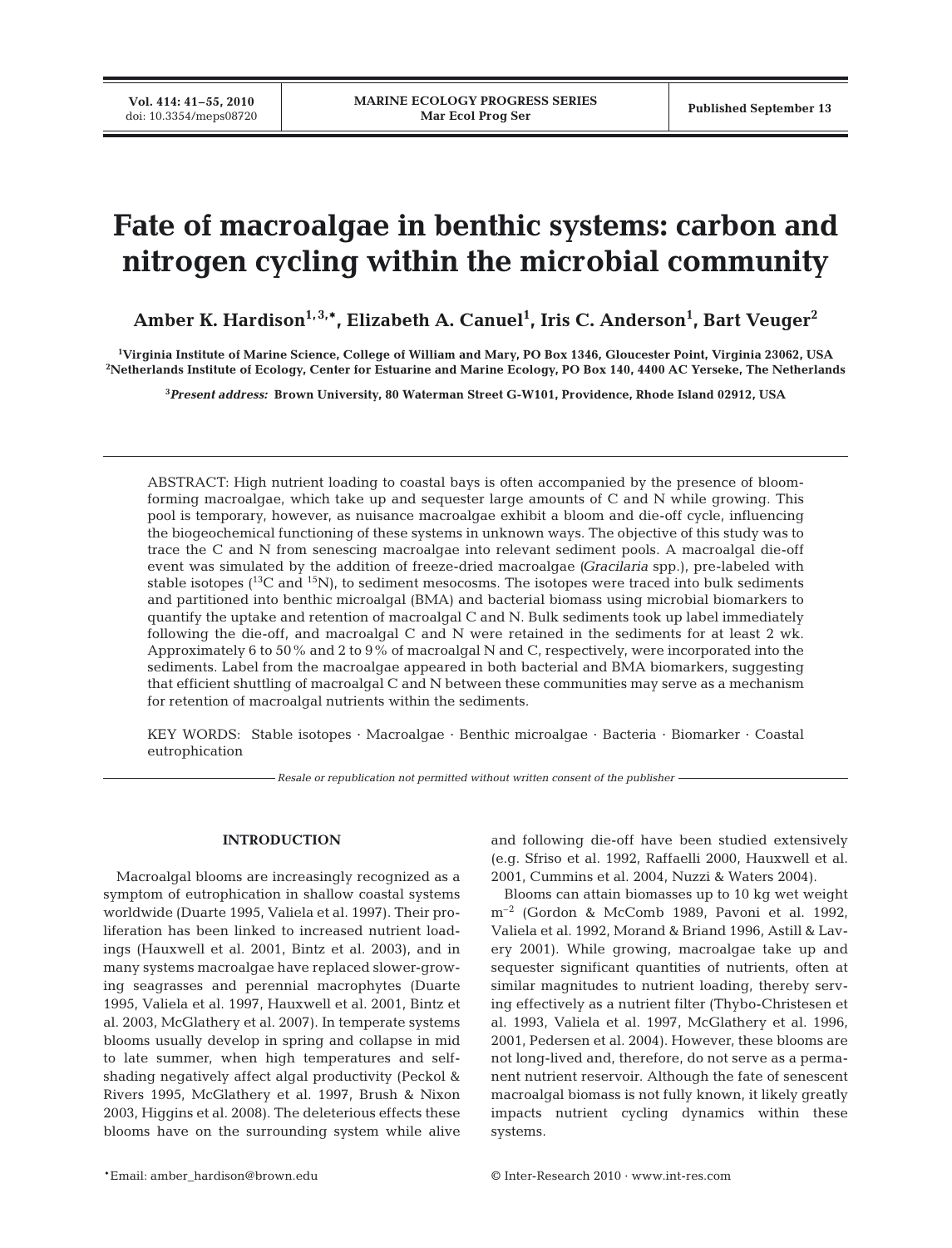# Fate of macroalgae in benthic systems: carbon and nitrogen cycling within the microbial community

**Amber K. Hardison[1,3,*], Elizabeth A. Canuel[1], Iris C. Anderson[1], Bart Veuger[2]**

[1]Virginia Institute of Marine Science, College of William and Mary, PO Box 1346, Gloucester Point, Virginia 23062, USA
[2]Netherlands Institute of Ecology, Center for Estuarine and Marine Ecology, PO Box 140, 4400 AC Yerseke, The Netherlands

[3]*Present address:* Brown University, 80 Waterman Street G-W101, Providence, Rhode Island 02912, USA

ABSTRACT: High nutrient loading to coastal bays is often accompanied by the presence of bloom-forming macroalgae, which take up and sequester large amounts of C and N while growing. This pool is temporary, however, as nuisance macroalgae exhibit a bloom and die-off cycle, influencing the biogeochemical functioning of these systems in unknown ways. The objective of this study was to trace the C and N from senescing macroalgae into relevant sediment pools. A macroalgal die-off event was simulated by the addition of freeze-dried macroalgae (*Gracilaria* spp.), pre-labeled with stable isotopes ($^{13}C$ and $^{15}N$), to sediment mesocosms. The isotopes were traced into bulk sediments and partitioned into benthic microalgal (BMA) and bacterial biomass using microbial biomarkers to quantify the uptake and retention of macroalgal C and N. Bulk sediments took up label immediately following the die-off, and macroalgal C and N were retained in the sediments for at least 2 wk. Approximately 6 to 50% and 2 to 9% of macroalgal N and C, respectively, were incorporated into the sediments. Label from the macroalgae appeared in both bacterial and BMA biomarkers, suggesting that efficient shuttling of macroalgal C and N between these communities may serve as a mechanism for retention of macroalgal nutrients within the sediments.

KEY WORDS: Stable isotopes · Macroalgae · Benthic microalgae · Bacteria · Biomarker · Coastal eutrophication

*Resale or republication not permitted without written consent of the publisher*

## INTRODUCTION

Macroalgal blooms are increasingly recognized as a symptom of eutrophication in shallow coastal systems worldwide (Duarte 1995, Valiela et al. 1997). Their proliferation has been linked to increased nutrient loadings (Hauxwell et al. 2001, Bintz et al. 2003), and in many systems macroalgae have replaced slower-growing seagrasses and perennial macrophytes (Duarte 1995, Valiela et al. 1997, Hauxwell et al. 2001, Bintz et al. 2003, McGlathery et al. 2007). In temperate systems blooms usually develop in spring and collapse in mid to late summer, when high temperatures and self-shading negatively affect algal productivity (Peckol & Rivers 1995, McGlathery et al. 1997, Brush & Nixon 2003, Higgins et al. 2008). The deleterious effects these blooms have on the surrounding system while alive and following die-off have been studied extensively (e.g. Sfriso et al. 1992, Raffaelli 2000, Hauxwell et al. 2001, Cummins et al. 2004, Nuzzi & Waters 2004).

Blooms can attain biomasses up to 10 kg wet weight $m^{-2}$ (Gordon & McComb 1989, Pavoni et al. 1992, Valiela et al. 1992, Morand & Briand 1996, Astill & Lavery 2001). While growing, macroalgae take up and sequester significant quantities of nutrients, often at similar magnitudes to nutrient loading, thereby serving effectively as a nutrient filter (Thybo-Christesen et al. 1993, Valiela et al. 1997, McGlathery et al. 1996, 2001, Pedersen et al. 2004). However, these blooms are not long-lived and, therefore, do not serve as a permanent nutrient reservoir. Although the fate of senescent macroalgal biomass is not fully known, it likely greatly impacts nutrient cycling dynamics within these systems.

*Email: amber_hardison@brown.edu

© Inter-Research 2010 · www.int-res.com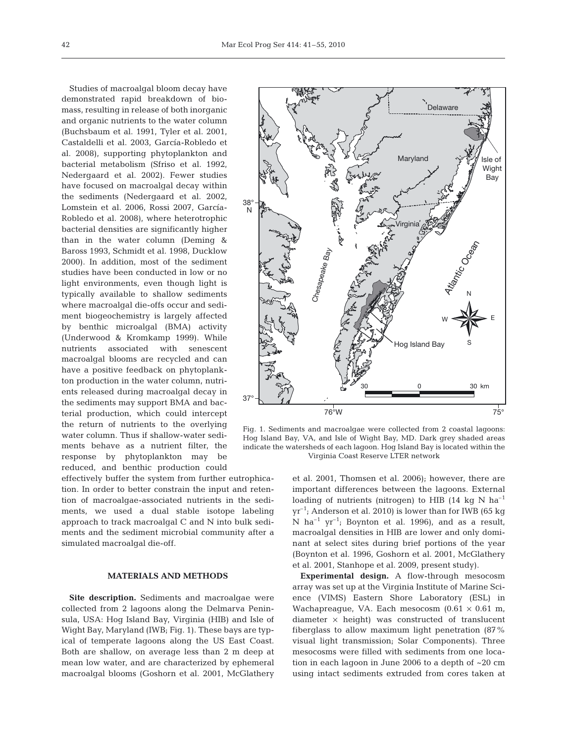Studies of macroalgal bloom decay have demonstrated rapid breakdown of biomass, resulting in release of both inorganic and organic nutrients to the water column (Buchsbaum et al. 1991, Tyler et al. 2001, Castaldelli et al. 2003, García-Robledo et al. 2008), supporting phytoplankton and bacterial metabolism (Sfriso et al. 1992, Nedergaard et al. 2002). Fewer studies have focused on macroalgal decay within the sediments (Nedergaard et al. 2002, Lomstein et al. 2006, Rossi 2007, García-Robledo et al. 2008), where heterotrophic bacterial densities are significantly higher than in the water column (Deming & Baross 1993, Schmidt et al. 1998, Ducklow 2000). In addition, most of the sediment studies have been conducted in low or no light environments, even though light is typically available to shallow sediments where macroalgal die-offs occur and sediment biogeochemistry is largely affected by benthic microalgal (BMA) activity (Underwood & Kromkamp 1999). While nutrients associated with senescent macroalgal blooms are recycled and can have a positive feedback on phytoplankton production in the water column, nutrients released during macroalgal decay in the sediments may support BMA and bacterial production, which could intercept the return of nutrients to the overlying water column. Thus if shallow-water sediments behave as a nutrient filter, the response by phytoplankton may be reduced, and benthic production could effectively buffer the system from further eutrophication. In order to better constrain the input and retention of macroalgae-associated nutrients in the sediments, we used a dual stable isotope labeling approach to track macroalgal C and N into bulk sediments and the sediment microbial community after a simulated macroalgal die-off.

Fig. 1. Sediments and macroalgae were collected from 2 coastal lagoons: Hog Island Bay, VA, and Isle of Wight Bay, MD. Dark grey shaded areas indicate the watersheds of each lagoon. Hog Island Bay is located within the Virginia Coast Reserve LTER network

## MATERIALS AND METHODS

**Site description.** Sediments and macroalgae were collected from 2 lagoons along the Delmarva Peninsula, USA: Hog Island Bay, Virginia (HIB) and Isle of Wight Bay, Maryland (IWB; Fig. 1). These bays are typical of temperate lagoons along the US East Coast. Both are shallow, on average less than 2 m deep at mean low water, and are characterized by ephemeral macroalgal blooms (Goshorn et al. 2001, McGlathery et al. 2001, Thomsen et al. 2006); however, there are important differences between the lagoons. External loading of nutrients (nitrogen) to HIB (14 kg N $ha^{-1}$ $yr^{-1}$; Anderson et al. 2010) is lower than for IWB (65 kg N $ha^{-1}$ $yr^{-1}$; Boynton et al. 1996), and as a result, macroalgal densities in HIB are lower and only dominant at select sites during brief portions of the year (Boynton et al. 1996, Goshorn et al. 2001, McGlathery et al. 2001, Stanhope et al. 2009, present study).

**Experimental design.** A flow-through mesocosm array was set up at the Virginia Institute of Marine Science (VIMS) Eastern Shore Laboratory (ESL) in Wachapreague, VA. Each mesocosm (0.61 × 0.61 m, diameter × height) was constructed of translucent fiberglass to allow maximum light penetration (87% visual light transmission; Solar Components). Three mesocosms were filled with sediments from one location in each lagoon in June 2006 to a depth of ~20 cm using intact sediments extruded from cores taken at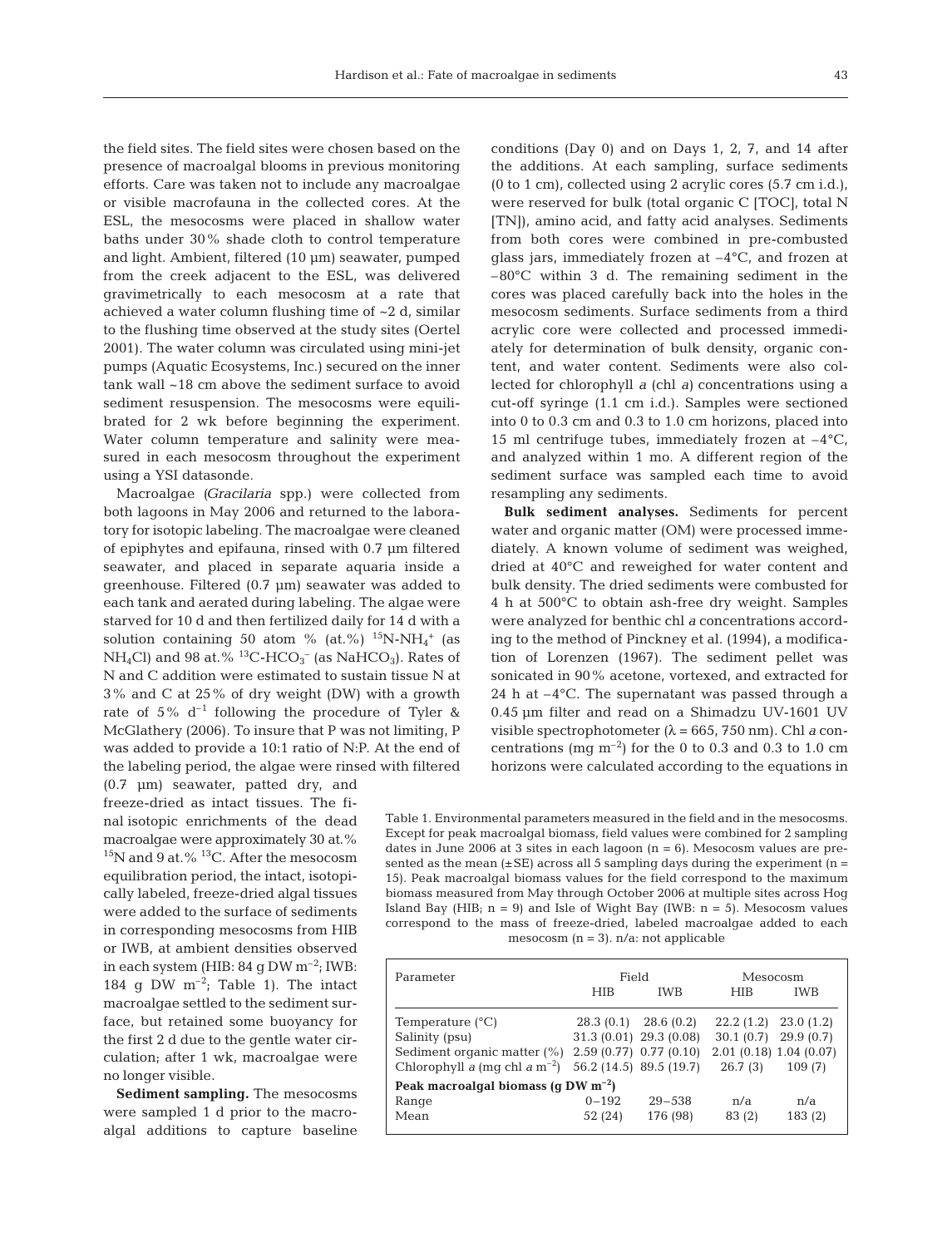the field sites. The field sites were chosen based on the presence of macroalgal blooms in previous monitoring efforts. Care was taken not to include any macroalgae or visible macrofauna in the collected cores. At the ESL, the mesocosms were placed in shallow water baths under 30% shade cloth to control temperature and light. Ambient, filtered (10 µm) seawater, pumped from the creek adjacent to the ESL, was delivered gravimetrically to each mesocosm at a rate that achieved a water column flushing time of ~2 d, similar to the flushing time observed at the study sites (Oertel 2001). The water column was circulated using mini-jet pumps (Aquatic Ecosystems, Inc.) secured on the inner tank wall ~18 cm above the sediment surface to avoid sediment resuspension. The mesocosms were equilibrated for 2 wk before beginning the experiment. Water column temperature and salinity were measured in each mesocosm throughout the experiment using a YSI datasonde.

Macroalgae (*Gracilaria* spp.) were collected from both lagoons in May 2006 and returned to the laboratory for isotopic labeling. The macroalgae were cleaned of epiphytes and epifauna, rinsed with 0.7 µm filtered seawater, and placed in separate aquaria inside a greenhouse. Filtered (0.7 µm) seawater was added to each tank and aerated during labeling. The algae were starved for 10 d and then fertilized daily for 14 d with a solution containing 50 atom % (at.%) $^{15}N\text{-}NH_4^+$ (as $NH_4Cl$) and 98 at.% $^{13}C\text{-}HCO_3^-$ (as $NaHCO_3$). Rates of N and C addition were estimated to sustain tissue N at 3% and C at 25% of dry weight (DW) with a growth rate of 5% $d^{-1}$ following the procedure of Tyler & McGlathery (2006). To insure that P was not limiting, P was added to provide a 10:1 ratio of N:P. At the end of the labeling period, the algae were rinsed with filtered (0.7 µm) seawater, patted dry, and freeze-dried as intact tissues. The final isotopic enrichments of the dead macroalgae were approximately 30 at.% $^{15}N$ and 9 at.% $^{13}C$. After the mesocosm equilibration period, the intact, isotopically labeled, freeze-dried algal tissues were added to the surface of sediments in corresponding mesocosms from HIB or IWB, at ambient densities observed in each system (HIB: 84 g DW $m^{-2}$; IWB: 184 g DW $m^{-2}$; Table 1). The intact macroalgae settled to the sediment surface, but retained some buoyancy for the first 2 d due to the gentle water circulation; after 1 wk, macroalgae were no longer visible.

**Sediment sampling.** The mesocosms were sampled 1 d prior to the macroalgal additions to capture baseline conditions (Day 0) and on Days 1, 2, 7, and 14 after the additions. At each sampling, surface sediments (0 to 1 cm), collected using 2 acrylic cores (5.7 cm i.d.), were reserved for bulk (total organic C [TOC], total N [TN]), amino acid, and fatty acid analyses. Sediments from both cores were combined in pre-combusted glass jars, immediately frozen at −4°C, and frozen at −80°C within 3 d. The remaining sediment in the cores was placed carefully back into the holes in the mesocosm sediments. Surface sediments from a third acrylic core were collected and processed immediately for determination of bulk density, organic content, and water content. Sediments were also collected for chlorophyll *a* (chl *a*) concentrations using a cut-off syringe (1.1 cm i.d.). Samples were sectioned into 0 to 0.3 cm and 0.3 to 1.0 cm horizons, placed into 15 ml centrifuge tubes, immediately frozen at −4°C, and analyzed within 1 mo. A different region of the sediment surface was sampled each time to avoid resampling any sediments.

**Bulk sediment analyses.** Sediments for percent water and organic matter (OM) were processed immediately. A known volume of sediment was weighed, dried at 40°C and reweighed for water content and bulk density. The dried sediments were combusted for 4 h at 500°C to obtain ash-free dry weight. Samples were analyzed for benthic chl *a* concentrations according to the method of Pinckney et al. (1994), a modification of Lorenzen (1967). The sediment pellet was sonicated in 90% acetone, vortexed, and extracted for 24 h at −4°C. The supernatant was passed through a 0.45 µm filter and read on a Shimadzu UV-1601 UV visible spectrophotometer (λ = 665, 750 nm). Chl *a* concentrations (mg $m^{-2}$) for the 0 to 0.3 and 0.3 to 1.0 cm horizons were calculated according to the equations in

Table 1. Environmental parameters measured in the field and in the mesocosms. Except for peak macroalgal biomass, field values were combined for 2 sampling dates in June 2006 at 3 sites in each lagoon (n = 6). Mesocosm values are presented as the mean (±SE) across all 5 sampling days during the experiment (n = 15). Peak macroalgal biomass values for the field correspond to the maximum biomass measured from May through October 2006 at multiple sites across Hog Island Bay (HIB; n = 9) and Isle of Wight Bay (IWB: n = 5). Mesocosm values correspond to the mass of freeze-dried, labeled macroalgae added to each mesocosm (n = 3). n/a: not applicable

| Parameter | Field | | Mesocosm | |
|---|---|---|---|---|
| | HIB | IWB | HIB | IWB |
| Temperature (°C) | 28.3 (0.1) | 28.6 (0.2) | 22.2 (1.2) | 23.0 (1.2) |
| Salinity (psu) | 31.3 (0.01) | 29.3 (0.08) | 30.1 (0.7) | 29.9 (0.7) |
| Sediment organic matter (%) | 2.59 (0.77) | 0.77 (0.10) | 2.01 (0.18) | 1.04 (0.07) |
| Chlorophyll *a* (mg chl *a* $m^{-2}$) | 56.2 (14.5) | 89.5 (19.7) | 26.7 (3) | 109 (7) |
| **Peak macroalgal biomass (g DW $m^{-2}$)** | | | | |
| Range | 0–192 | 29–538 | n/a | n/a |
| Mean | 52 (24) | 176 (98) | 83 (2) | 183 (2) |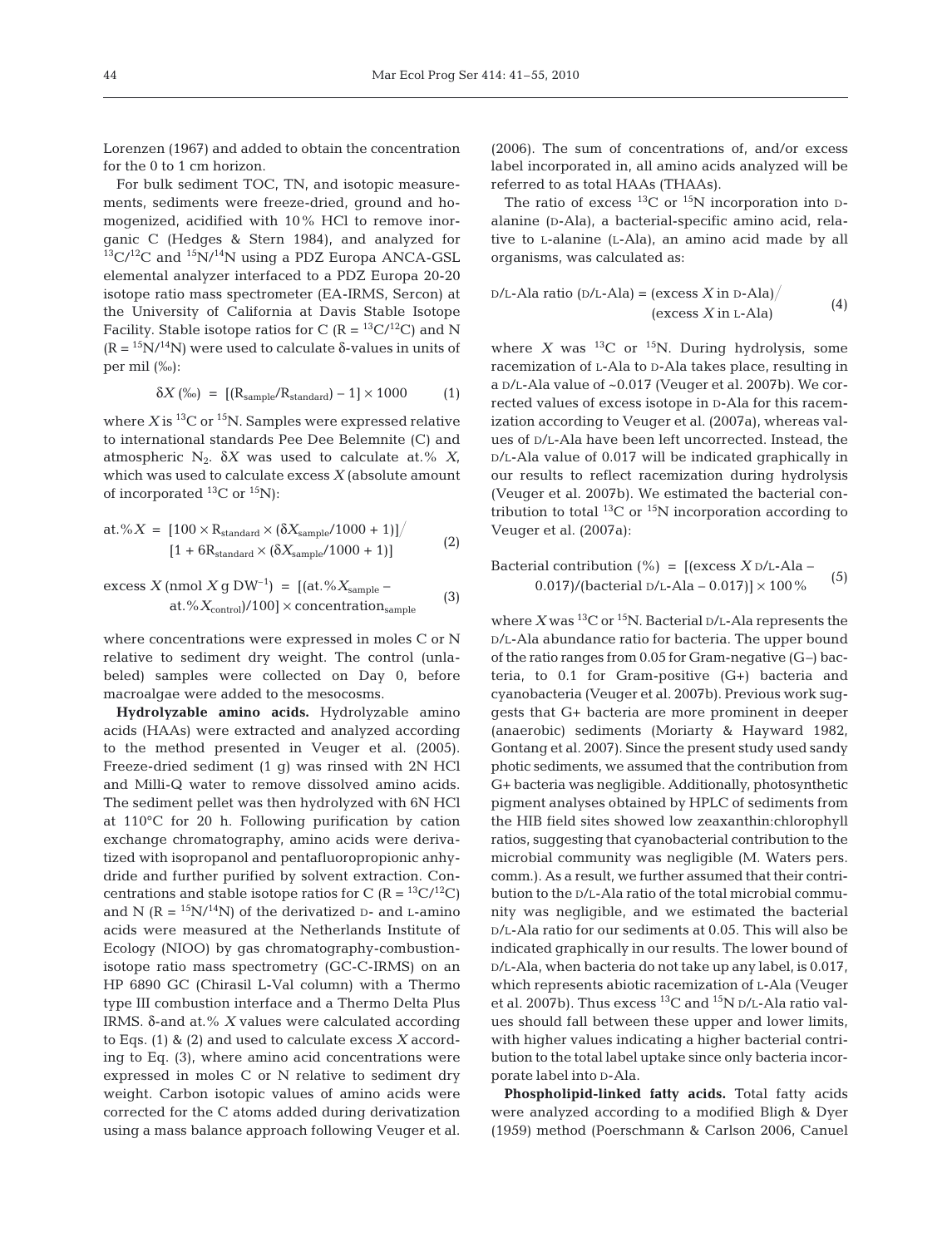Lorenzen (1967) and added to obtain the concentration for the 0 to 1 cm horizon.

For bulk sediment TOC, TN, and isotopic measurements, sediments were freeze-dried, ground and homogenized, acidified with 10% HCl to remove inorganic C (Hedges & Stern 1984), and analyzed for $^{13}C/^{12}C$ and $^{15}N/^{14}N$ using a PDZ Europa ANCA-GSL elemental analyzer interfaced to a PDZ Europa 20-20 isotope ratio mass spectrometer (EA-IRMS, Sercon) at the University of California at Davis Stable Isotope Facility. Stable isotope ratios for C ($R = {}^{13}C/{}^{12}C$) and N ($R = {}^{15}N/{}^{14}N$) were used to calculate δ-values in units of per mil (‰):

$$\delta X\,(‰) = [(R_{sample}/R_{standard}) - 1] \times 1000 \qquad (1)$$

where $X$ is $^{13}C$ or $^{15}N$. Samples were expressed relative to international standards Pee Dee Belemnite (C) and atmospheric $N_2$. $\delta X$ was used to calculate at.% $X$, which was used to calculate excess $X$ (absolute amount of incorporated $^{13}C$ or $^{15}N$):

$$\text{at.\%}X = [100 \times R_{standard} \times (\delta X_{sample}/1000 + 1)] / [1 + 6R_{standard} \times (\delta X_{sample}/1000 + 1)] \qquad (2)$$

$$\text{excess } X\,(\text{nmol } X\text{ g DW}^{-1}) = [(\text{at.\%}X_{sample} - \text{at.\%}X_{control})/100] \times \text{concentration}_{sample} \qquad (3)$$

where concentrations were expressed in moles C or N relative to sediment dry weight. The control (unlabeled) samples were collected on Day 0, before macroalgae were added to the mesocosms.

**Hydrolyzable amino acids.** Hydrolyzable amino acids (HAAs) were extracted and analyzed according to the method presented in Veuger et al. (2005). Freeze-dried sediment (1 g) was rinsed with 2N HCl and Milli-Q water to remove dissolved amino acids. The sediment pellet was then hydrolyzed with 6N HCl at 110°C for 20 h. Following purification by cation exchange chromatography, amino acids were derivatized with isopropanol and pentafluoropropionic anhydride and further purified by solvent extraction. Concentrations and stable isotope ratios for C ($R = {}^{13}C/{}^{12}C$) and N ($R = {}^{15}N/{}^{14}N$) of the derivatized D- and L-amino acids were measured at the Netherlands Institute of Ecology (NIOO) by gas chromatography-combustion-isotope ratio mass spectrometry (GC-C-IRMS) on an HP 6890 GC (Chirasil L-Val column) with a Thermo type III combustion interface and a Thermo Delta Plus IRMS. δ-and at.% $X$ values were calculated according to Eqs. (1) & (2) and used to calculate excess $X$ according to Eq. (3), where amino acid concentrations were expressed in moles C or N relative to sediment dry weight. Carbon isotopic values of amino acids were corrected for the C atoms added during derivatization using a mass balance approach following Veuger et al. (2006). The sum of concentrations of, and/or excess label incorporated in, all amino acids analyzed will be referred to as total HAAs (THAAs).

The ratio of excess $^{13}C$ or $^{15}N$ incorporation into D-alanine (D-Ala), a bacterial-specific amino acid, relative to L-alanine (L-Ala), an amino acid made by all organisms, was calculated as:

$$\text{D/L-Ala ratio (D/L-Ala)} = (\text{excess } X \text{ in D-Ala}) / (\text{excess } X \text{ in L-Ala}) \qquad (4)$$

where $X$ was $^{13}C$ or $^{15}N$. During hydrolysis, some racemization of L-Ala to D-Ala takes place, resulting in a D/L-Ala value of ~0.017 (Veuger et al. 2007b). We corrected values of excess isotope in D-Ala for this racemization according to Veuger et al. (2007a), whereas values of D/L-Ala have been left uncorrected. Instead, the D/L-Ala value of 0.017 will be indicated graphically in our results to reflect racemization during hydrolysis (Veuger et al. 2007b). We estimated the bacterial contribution to total $^{13}C$ or $^{15}N$ incorporation according to Veuger et al. (2007a):

$$\text{Bacterial contribution (\%)} = [(\text{excess } X \text{ D/L-Ala} - 0.017)/(\text{bacterial D/L-Ala} - 0.017)] \times 100\% \qquad (5)$$

where $X$ was $^{13}C$ or $^{15}N$. Bacterial D/L-Ala represents the D/L-Ala abundance ratio for bacteria. The upper bound of the ratio ranges from 0.05 for Gram-negative (G–) bacteria, to 0.1 for Gram-positive (G+) bacteria and cyanobacteria (Veuger et al. 2007b). Previous work suggests that G+ bacteria are more prominent in deeper (anaerobic) sediments (Moriarty & Hayward 1982, Gontang et al. 2007). Since the present study used sandy photic sediments, we assumed that the contribution from G+ bacteria was negligible. Additionally, photosynthetic pigment analyses obtained by HPLC of sediments from the HIB field sites showed low zeaxanthin:chlorophyll ratios, suggesting that cyanobacterial contribution to the microbial community was negligible (M. Waters pers. comm.). As a result, we further assumed that their contribution to the D/L-Ala ratio of the total microbial community was negligible, and we estimated the bacterial D/L-Ala ratio for our sediments at 0.05. This will also be indicated graphically in our results. The lower bound of D/L-Ala, when bacteria do not take up any label, is 0.017, which represents abiotic racemization of L-Ala (Veuger et al. 2007b). Thus excess $^{13}C$ and $^{15}N$ D/L-Ala ratio values should fall between these upper and lower limits, with higher values indicating a higher bacterial contribution to the total label uptake since only bacteria incorporate label into D-Ala.

**Phospholipid-linked fatty acids.** Total fatty acids were analyzed according to a modified Bligh & Dyer (1959) method (Poerschmann & Carlson 2006, Canuel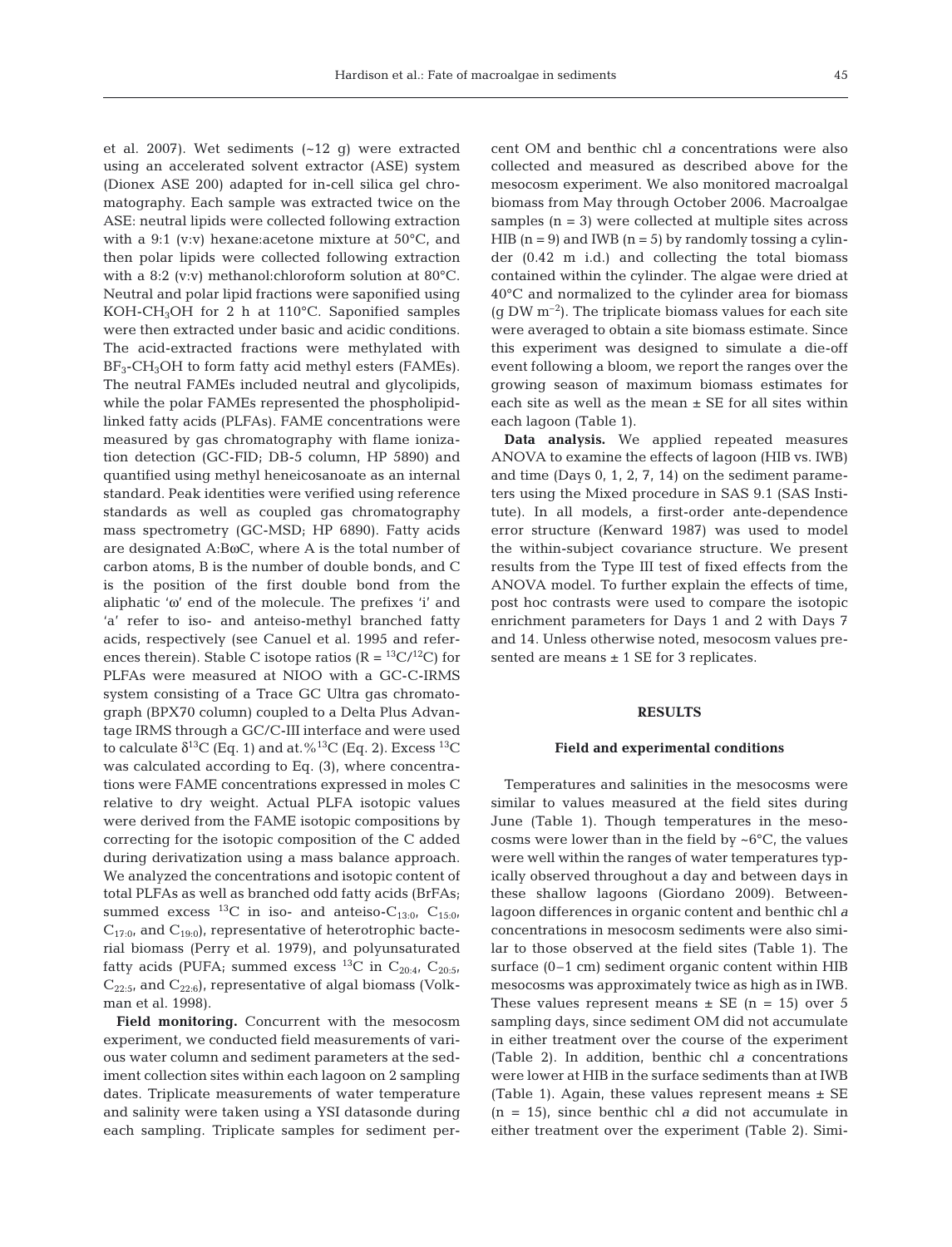et al. 2007). Wet sediments (~12 g) were extracted using an accelerated solvent extractor (ASE) system (Dionex ASE 200) adapted for in-cell silica gel chromatography. Each sample was extracted twice on the ASE: neutral lipids were collected following extraction with a 9:1 (v:v) hexane:acetone mixture at 50°C, and then polar lipids were collected following extraction with a 8:2 (v:v) methanol:chloroform solution at 80°C. Neutral and polar lipid fractions were saponified using KOH-$CH_3OH$ for 2 h at 110°C. Saponified samples were then extracted under basic and acidic conditions. The acid-extracted fractions were methylated with $BF_3$-$CH_3OH$ to form fatty acid methyl esters (FAMEs). The neutral FAMEs included neutral and glycolipids, while the polar FAMEs represented the phospholipid-linked fatty acids (PLFAs). FAME concentrations were measured by gas chromatography with flame ionization detection (GC-FID; DB-5 column, HP 5890) and quantified using methyl heneicosanoate as an internal standard. Peak identities were verified using reference standards as well as coupled gas chromatography mass spectrometry (GC-MSD; HP 6890). Fatty acids are designated A:BωC, where A is the total number of carbon atoms, B is the number of double bonds, and C is the position of the first double bond from the aliphatic 'ω' end of the molecule. The prefixes 'i' and 'a' refer to iso- and anteiso-methyl branched fatty acids, respectively (see Canuel et al. 1995 and references therein). Stable C isotope ratios ($R = {}^{13}C/{}^{12}C$) for PLFAs were measured at NIOO with a GC-C-IRMS system consisting of a Trace GC Ultra gas chromatograph (BPX70 column) coupled to a Delta Plus Advantage IRMS through a GC/C-III interface and were used to calculate $\delta^{13}C$ (Eq. 1) and at.%$^{13}C$ (Eq. 2). Excess $^{13}C$ was calculated according to Eq. (3), where concentrations were FAME concentrations expressed in moles C relative to dry weight. Actual PLFA isotopic values were derived from the FAME isotopic compositions by correcting for the isotopic composition of the C added during derivatization using a mass balance approach. We analyzed the concentrations and isotopic content of total PLFAs as well as branched odd fatty acids (BrFAs; summed excess $^{13}C$ in iso- and anteiso-$C_{13:0}$, $C_{15:0}$, $C_{17:0}$, and $C_{19:0}$), representative of heterotrophic bacterial biomass (Perry et al. 1979), and polyunsaturated fatty acids (PUFA; summed excess $^{13}C$ in $C_{20:4}$, $C_{20:5}$, $C_{22:5}$, and $C_{22:6}$), representative of algal biomass (Volkman et al. 1998).

**Field monitoring.** Concurrent with the mesocosm experiment, we conducted field measurements of various water column and sediment parameters at the sediment collection sites within each lagoon on 2 sampling dates. Triplicate measurements of water temperature and salinity were taken using a YSI datasonde during each sampling. Triplicate samples for sediment percent OM and benthic chl *a* concentrations were also collected and measured as described above for the mesocosm experiment. We also monitored macroalgal biomass from May through October 2006. Macroalgae samples (n = 3) were collected at multiple sites across HIB (n = 9) and IWB (n = 5) by randomly tossing a cylinder (0.42 m i.d.) and collecting the total biomass contained within the cylinder. The algae were dried at 40°C and normalized to the cylinder area for biomass (g DW $m^{-2}$). The triplicate biomass values for each site were averaged to obtain a site biomass estimate. Since this experiment was designed to simulate a die-off event following a bloom, we report the ranges over the growing season of maximum biomass estimates for each site as well as the mean ± SE for all sites within each lagoon (Table 1).

**Data analysis.** We applied repeated measures ANOVA to examine the effects of lagoon (HIB vs. IWB) and time (Days 0, 1, 2, 7, 14) on the sediment parameters using the Mixed procedure in SAS 9.1 (SAS Institute). In all models, a first-order ante-dependence error structure (Kenward 1987) was used to model the within-subject covariance structure. We present results from the Type III test of fixed effects from the ANOVA model. To further explain the effects of time, post hoc contrasts were used to compare the isotopic enrichment parameters for Days 1 and 2 with Days 7 and 14. Unless otherwise noted, mesocosm values presented are means ± 1 SE for 3 replicates.

## RESULTS

### Field and experimental conditions

Temperatures and salinities in the mesocosms were similar to values measured at the field sites during June (Table 1). Though temperatures in the mesocosms were lower than in the field by ~6°C, the values were well within the ranges of water temperatures typically observed throughout a day and between days in these shallow lagoons (Giordano 2009). Between-lagoon differences in organic content and benthic chl *a* concentrations in mesocosm sediments were also similar to those observed at the field sites (Table 1). The surface (0–1 cm) sediment organic content within HIB mesocosms was approximately twice as high as in IWB. These values represent means ± SE (n = 15) over 5 sampling days, since sediment OM did not accumulate in either treatment over the course of the experiment (Table 2). In addition, benthic chl *a* concentrations were lower at HIB in the surface sediments than at IWB (Table 1). Again, these values represent means ± SE (n = 15), since benthic chl *a* did not accumulate in either treatment over the experiment (Table 2). Simi-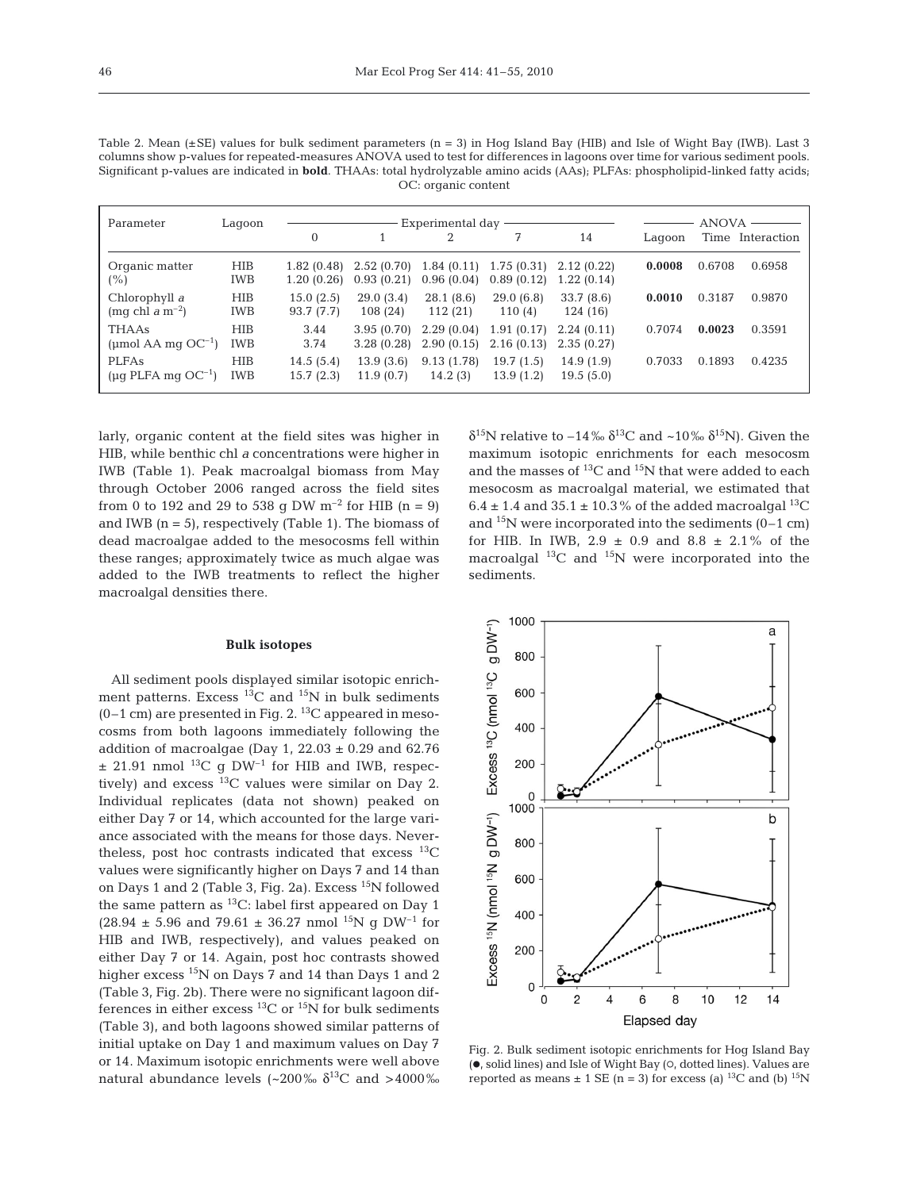Table 2. Mean (±SE) values for bulk sediment parameters (n = 3) in Hog Island Bay (HIB) and Isle of Wight Bay (IWB). Last 3 columns show p-values for repeated-measures ANOVA used to test for differences in lagoons over time for various sediment pools. Significant p-values are indicated in **bold**. THAAs: total hydrolyzable amino acids (AAs); PLFAs: phospholipid-linked fatty acids; OC: organic content

| Parameter | Lagoon | Experimental day | | | | | ANOVA | | |
|---|---|---|---|---|---|---|---|---|---|
| | | 0 | 1 | 2 | 7 | 14 | Lagoon | Time | Interaction |
| Organic matter (%) | HIB | 1.82 (0.48) | 2.52 (0.70) | 1.84 (0.11) | 1.75 (0.31) | 2.12 (0.22) | **0.0008** | 0.6708 | 0.6958 |
| | IWB | 1.20 (0.26) | 0.93 (0.21) | 0.96 (0.04) | 0.89 (0.12) | 1.22 (0.14) | | | |
| Chlorophyll *a* (mg chl *a* $m^{-2}$) | HIB | 15.0 (2.5) | 29.0 (3.4) | 28.1 (8.6) | 29.0 (6.8) | 33.7 (8.6) | **0.0010** | 0.3187 | 0.9870 |
| | IWB | 93.7 (7.7) | 108 (24) | 112 (21) | 110 (4) | 124 (16) | | | |
| THAAs (µmol AA mg $OC^{-1}$) | HIB | 3.44 | 3.95 (0.70) | 2.29 (0.04) | 1.91 (0.17) | 2.24 (0.11) | 0.7074 | **0.0023** | 0.3591 |
| | IWB | 3.74 | 3.28 (0.28) | 2.90 (0.15) | 2.16 (0.13) | 2.35 (0.27) | | | |
| PLFAs (µg PLFA mg $OC^{-1}$) | HIB | 14.5 (5.4) | 13.9 (3.6) | 9.13 (1.78) | 19.7 (1.5) | 14.9 (1.9) | 0.7033 | 0.1893 | 0.4235 |
| | IWB | 15.7 (2.3) | 11.9 (0.7) | 14.2 (3) | 13.9 (1.2) | 19.5 (5.0) | | | |

larly, organic content at the field sites was higher in HIB, while benthic chl *a* concentrations were higher in IWB (Table 1). Peak macroalgal biomass from May through October 2006 ranged across the field sites from 0 to 192 and 29 to 538 g DW $m^{-2}$ for HIB (n = 9) and IWB (n = 5), respectively (Table 1). The biomass of dead macroalgae added to the mesocosms fell within these ranges; approximately twice as much algae was added to the IWB treatments to reflect the higher macroalgal densities there.

### Bulk isotopes

All sediment pools displayed similar isotopic enrichment patterns. Excess $^{13}C$ and $^{15}N$ in bulk sediments (0–1 cm) are presented in Fig. 2. $^{13}C$ appeared in mesocosms from both lagoons immediately following the addition of macroalgae (Day 1, 22.03 ± 0.29 and 62.76 ± 21.91 nmol $^{13}C$ g $DW^{-1}$ for HIB and IWB, respectively) and excess $^{13}C$ values were similar on Day 2. Individual replicates (data not shown) peaked on either Day 7 or 14, which accounted for the large variance associated with the means for those days. Nevertheless, post hoc contrasts indicated that excess $^{13}C$ values were significantly higher on Days 7 and 14 than on Days 1 and 2 (Table 3, Fig. 2a). Excess $^{15}N$ followed the same pattern as $^{13}C$: label first appeared on Day 1 (28.94 ± 5.96 and 79.61 ± 36.27 nmol $^{15}N$ g $DW^{-1}$ for HIB and IWB, respectively), and values peaked on either Day 7 or 14. Again, post hoc contrasts showed higher excess $^{15}N$ on Days 7 and 14 than Days 1 and 2 (Table 3, Fig. 2b). There were no significant lagoon differences in either excess $^{13}C$ or $^{15}N$ for bulk sediments (Table 3), and both lagoons showed similar patterns of initial uptake on Day 1 and maximum values on Day 7 or 14. Maximum isotopic enrichments were well above natural abundance levels (~200‰ $\delta^{13}C$ and >4000‰ $\delta^{15}N$ relative to −14‰ $\delta^{13}C$ and ~10‰ $\delta^{15}N$). Given the maximum isotopic enrichments for each mesocosm and the masses of $^{13}C$ and $^{15}N$ that were added to each mesocosm as macroalgal material, we estimated that 6.4 ± 1.4 and 35.1 ± 10.3% of the added macroalgal $^{13}C$ and $^{15}N$ were incorporated into the sediments (0–1 cm) for HIB. In IWB, 2.9 ± 0.9 and 8.8 ± 2.1% of the macroalgal $^{13}C$ and $^{15}N$ were incorporated into the sediments.

Fig. 2. Bulk sediment isotopic enrichments for Hog Island Bay (●, solid lines) and Isle of Wight Bay (○, dotted lines). Values are reported as means ± 1 SE (n = 3) for excess (a) $^{13}C$ and (b) $^{15}N$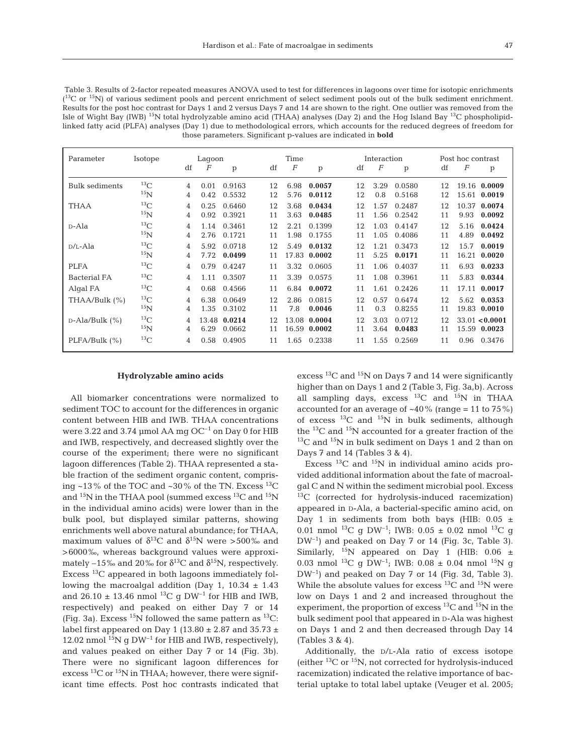Table 3. Results of 2-factor repeated measures ANOVA used to test for differences in lagoons over time for isotopic enrichments ($^{13}C$ or $^{15}N$) of various sediment pools and percent enrichment of select sediment pools out of the bulk sediment enrichment. Results for the post hoc contrast for Days 1 and 2 versus Days 7 and 14 are shown to the right. One outlier was removed from the Isle of Wight Bay (IWB) $^{15}N$ total hydrolyzable amino acid (THAA) analyses (Day 2) and the Hog Island Bay $^{13}C$ phospholipid-linked fatty acid (PLFA) analyses (Day 1) due to methodological errors, which accounts for the reduced degrees of freedom for those parameters. Significant p-values are indicated in **bold**

| Parameter | Isotope | Lagoon | | | Time | | | Interaction | | | Post hoc contrast | | |
|---|---|---|---|---|---|---|---|---|---|---|---|---|---|
| | | df | *F* | p | df | *F* | p | df | *F* | p | df | *F* | p |
| Bulk sediments | $^{13}C$ | 4 | 0.01 | 0.9163 | 12 | 6.98 | **0.0057** | 12 | 3.29 | 0.0580 | 12 | 19.16 | **0.0009** |
| | $^{15}N$ | 4 | 0.42 | 0.5532 | 12 | 5.76 | **0.0112** | 12 | 0.8 | 0.5168 | 12 | 15.61 | **0.0019** |
| THAA | $^{13}C$ | 4 | 0.25 | 0.6460 | 12 | 3.68 | **0.0434** | 12 | 1.57 | 0.2487 | 12 | 10.37 | **0.0074** |
| | $^{15}N$ | 4 | 0.92 | 0.3921 | 11 | 3.63 | **0.0485** | 11 | 1.56 | 0.2542 | 11 | 9.93 | **0.0092** |
| D-Ala | $^{13}C$ | 4 | 1.14 | 0.3461 | 12 | 2.21 | 0.1399 | 12 | 1.03 | 0.4147 | 12 | 5.16 | **0.0424** |
| | $^{15}N$ | 4 | 2.76 | 0.1721 | 11 | 1.98 | 0.1755 | 11 | 1.05 | 0.4086 | 11 | 4.89 | **0.0492** |
| D/L-Ala | $^{13}C$ | 4 | 5.92 | 0.0718 | 12 | 5.49 | **0.0132** | 12 | 1.21 | 0.3473 | 12 | 15.7 | **0.0019** |
| | $^{15}N$ | 4 | 7.72 | **0.0499** | 11 | 17.83 | **0.0002** | 11 | 5.25 | **0.0171** | 11 | 16.21 | **0.0020** |
| PLFA | $^{13}C$ | 4 | 0.79 | 0.4247 | 11 | 3.32 | 0.0605 | 11 | 1.06 | 0.4037 | 11 | 6.93 | **0.0233** |
| Bacterial FA | $^{13}C$ | 4 | 1.11 | 0.3507 | 11 | 3.39 | 0.0575 | 11 | 1.08 | 0.3961 | 11 | 5.83 | **0.0344** |
| Algal FA | $^{13}C$ | 4 | 0.68 | 0.4566 | 11 | 6.84 | **0.0072** | 11 | 1.61 | 0.2426 | 11 | 17.11 | **0.0017** |
| THAA/Bulk (%) | $^{13}C$ | 4 | 6.38 | 0.0649 | 12 | 2.86 | 0.0815 | 12 | 0.57 | 0.6474 | 12 | 5.62 | **0.0353** |
| | $^{15}N$ | 4 | 1.35 | 0.3102 | 11 | 7.8 | **0.0046** | 11 | 0.3 | 0.8255 | 11 | 19.83 | **0.0010** |
| D-Ala/Bulk (%) | $^{13}C$ | 4 | 13.48 | **0.0214** | 12 | 13.08 | **0.0004** | 12 | 3.03 | 0.0712 | 12 | 33.01 | **<0.0001** |
| | $^{15}N$ | 4 | 6.29 | 0.0662 | 11 | 16.59 | **0.0002** | 11 | 3.64 | **0.0483** | 11 | 15.59 | **0.0023** |
| PLFA/Bulk (%) | $^{13}C$ | 4 | 0.58 | 0.4905 | 11 | 1.65 | 0.2338 | 11 | 1.55 | 0.2569 | 11 | 0.96 | 0.3476 |

### Hydrolyzable amino acids

All biomarker concentrations were normalized to sediment TOC to account for the differences in organic content between HIB and IWB. THAA concentrations were 3.22 and 3.74 µmol AA mg $OC^{-1}$ on Day 0 for HIB and IWB, respectively, and decreased slightly over the course of the experiment; there were no significant lagoon differences (Table 2). THAA represented a stable fraction of the sediment organic content, comprising ~13% of the TOC and ~30% of the TN. Excess $^{13}C$ and $^{15}N$ in the THAA pool (summed excess $^{13}C$ and $^{15}N$ in the individual amino acids) were lower than in the bulk pool, but displayed similar patterns, showing enrichments well above natural abundance; for THAA, maximum values of $\delta^{13}C$ and $\delta^{15}N$ were >500‰ and >6000‰, whereas background values were approximately –15‰ and 20‰ for $\delta^{13}C$ and $\delta^{15}N$, respectively. Excess $^{13}C$ appeared in both lagoons immediately following the macroalgal addition (Day 1, 10.34 ± 1.43 and 26.10 ± 13.46 nmol $^{13}C$ g $DW^{-1}$ for HIB and IWB, respectively) and peaked on either Day 7 or 14 (Fig. 3a). Excess $^{15}N$ followed the same pattern as $^{13}C$: label first appeared on Day 1 (13.80 ± 2.87 and 35.73 ± 12.02 nmol $^{15}N$ g $DW^{-1}$ for HIB and IWB, respectively), and values peaked on either Day 7 or 14 (Fig. 3b). There were no significant lagoon differences for excess $^{13}C$ or $^{15}N$ in THAA; however, there were significant time effects. Post hoc contrasts indicated that excess $^{13}C$ and $^{15}N$ on Days 7 and 14 were significantly higher than on Days 1 and 2 (Table 3, Fig. 3a,b). Across all sampling days, excess $^{13}C$ and $^{15}N$ in THAA accounted for an average of ~40% (range = 11 to 75%) of excess $^{13}C$ and $^{15}N$ in bulk sediments, although the $^{13}C$ and $^{15}N$ accounted for a greater fraction of the $^{13}C$ and $^{15}N$ in bulk sediment on Days 1 and 2 than on Days 7 and 14 (Tables 3 & 4).

Excess $^{13}C$ and $^{15}N$ in individual amino acids provided additional information about the fate of macroalgal C and N within the sediment microbial pool. Excess $^{13}C$ (corrected for hydrolysis-induced racemization) appeared in D-Ala, a bacterial-specific amino acid, on Day 1 in sediments from both bays (HIB: 0.05 ± 0.01 nmol $^{13}C$ g $DW^{-1}$; IWB: 0.05 ± 0.02 nmol $^{13}C$ g $DW^{-1}$) and peaked on Day 7 or 14 (Fig. 3c, Table 3). Similarly, $^{15}N$ appeared on Day 1 (HIB: 0.06 ± 0.03 nmol $^{13}C$ g $DW^{-1}$; IWB: 0.08 ± 0.04 nmol $^{15}N$ g $DW^{-1}$) and peaked on Day 7 or 14 (Fig. 3d, Table 3). While the absolute values for excess $^{13}C$ and $^{15}N$ were low on Days 1 and 2 and increased throughout the experiment, the proportion of excess $^{13}C$ and $^{15}N$ in the bulk sediment pool that appeared in D-Ala was highest on Days 1 and 2 and then decreased through Day 14 (Tables 3 & 4).

Additionally, the D/L-Ala ratio of excess isotope (either $^{13}C$ or $^{15}N$, not corrected for hydrolysis-induced racemization) indicated the relative importance of bacterial uptake to total label uptake (Veuger et al. 2005;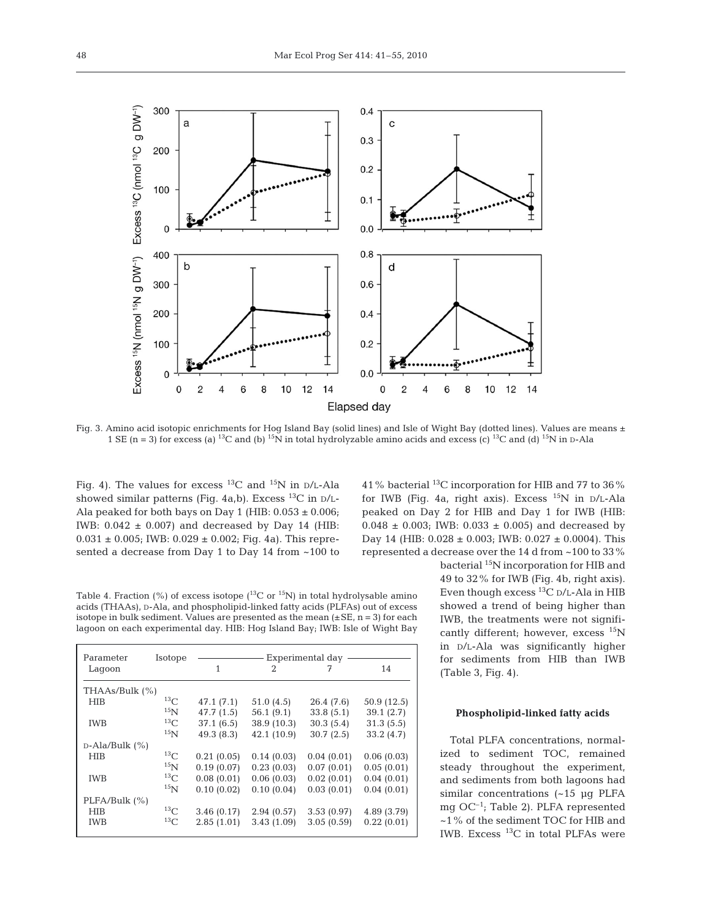Fig. 3. Amino acid isotopic enrichments for Hog Island Bay (solid lines) and Isle of Wight Bay (dotted lines). Values are means ± 1 SE (n = 3) for excess (a) $^{13}C$ and (b) $^{15}N$ in total hydrolyzable amino acids and excess (c) $^{13}C$ and (d) $^{15}N$ in D-Ala

Fig. 4). The values for excess $^{13}C$ and $^{15}N$ in D/L-Ala showed similar patterns (Fig. 4a,b). Excess $^{13}C$ in D/L-Ala peaked for both bays on Day 1 (HIB: 0.053 ± 0.006; IWB: 0.042 ± 0.007) and decreased by Day 14 (HIB: 0.031 ± 0.005; IWB: 0.029 ± 0.002; Fig. 4a). This represented a decrease from Day 1 to Day 14 from ~100 to 41% bacterial $^{13}C$ incorporation for HIB and 77 to 36% for IWB (Fig. 4a, right axis). Excess $^{15}N$ in D/L-Ala peaked on Day 2 for HIB and Day 1 for IWB (HIB: 0.048 ± 0.003; IWB: 0.033 ± 0.005) and decreased by Day 14 (HIB: 0.028 ± 0.003; IWB: 0.027 ± 0.0004). This represented a decrease over the 14 d from ~100 to 33% bacterial $^{15}N$ incorporation for HIB and 49 to 32% for IWB (Fig. 4b, right axis). Even though excess $^{13}C$ D/L-Ala in HIB showed a trend of being higher than IWB, the treatments were not significantly different; however, excess $^{15}N$ in D/L-Ala was significantly higher for sediments from HIB than IWB (Table 3, Fig. 4).

Table 4. Fraction (%) of excess isotope ($^{13}C$ or $^{15}N$) in total hydrolysable amino acids (THAAs), D-Ala, and phospholipid-linked fatty acids (PLFAs) out of excess isotope in bulk sediment. Values are presented as the mean (±SE, n = 3) for each lagoon on each experimental day. HIB: Hog Island Bay; IWB: Isle of Wight Bay

| Parameter / Lagoon | Isotope | Experimental day | | | |
|---|---|---|---|---|---|
| | | 1 | 2 | 7 | 14 |
| THAAs/Bulk (%) | | | | | |
| HIB | $^{13}C$ | 47.1 (7.1) | 51.0 (4.5) | 26.4 (7.6) | 50.9 (12.5) |
| | $^{15}N$ | 47.7 (1.5) | 56.1 (9.1) | 33.8 (5.1) | 39.1 (2.7) |
| IWB | $^{13}C$ | 37.1 (6.5) | 38.9 (10.3) | 30.3 (5.4) | 31.3 (5.5) |
| | $^{15}N$ | 49.3 (8.3) | 42.1 (10.9) | 30.7 (2.5) | 33.2 (4.7) |
| D-Ala/Bulk (%) | | | | | |
| HIB | $^{13}C$ | 0.21 (0.05) | 0.14 (0.03) | 0.04 (0.01) | 0.06 (0.03) |
| | $^{15}N$ | 0.19 (0.07) | 0.23 (0.03) | 0.07 (0.01) | 0.05 (0.01) |
| IWB | $^{13}C$ | 0.08 (0.01) | 0.06 (0.03) | 0.02 (0.01) | 0.04 (0.01) |
| | $^{15}N$ | 0.10 (0.02) | 0.10 (0.04) | 0.03 (0.01) | 0.04 (0.01) |
| PLFA/Bulk (%) | | | | | |
| HIB | $^{13}C$ | 3.46 (0.17) | 2.94 (0.57) | 3.53 (0.97) | 4.89 (3.79) |
| IWB | $^{13}C$ | 2.85 (1.01) | 3.43 (1.09) | 3.05 (0.59) | 0.22 (0.01) |

### Phospholipid-linked fatty acids

Total PLFA concentrations, normalized to sediment TOC, remained steady throughout the experiment, and sediments from both lagoons had similar concentrations (~15 µg PLFA mg $OC^{-1}$; Table 2). PLFA represented ~1% of the sediment TOC for HIB and IWB. Excess $^{13}C$ in total PLFAs were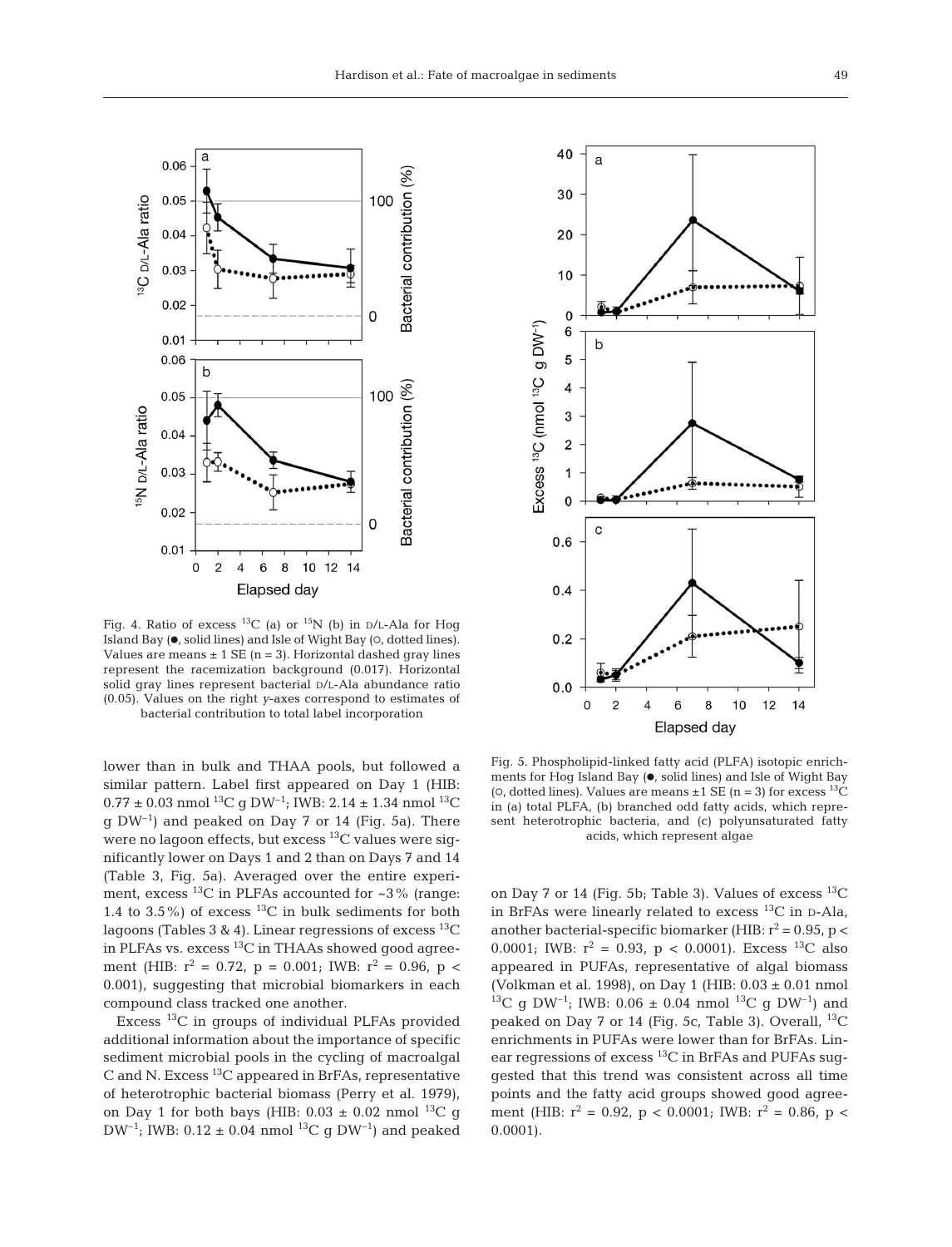Fig. 4. Ratio of excess $^{13}C$ (a) or $^{15}N$ (b) in D/L-Ala for Hog Island Bay (●, solid lines) and Isle of Wight Bay (○, dotted lines). Values are means ± 1 SE (n = 3). Horizontal dashed gray lines represent the racemization background (0.017). Horizontal solid gray lines represent bacterial D/L-Ala abundance ratio (0.05). Values on the right y-axes correspond to estimates of bacterial contribution to total label incorporation

Fig. 5. Phospholipid-linked fatty acid (PLFA) isotopic enrichments for Hog Island Bay (●, solid lines) and Isle of Wight Bay (○, dotted lines). Values are means ±1 SE (n = 3) for excess $^{13}C$ in (a) total PLFA, (b) branched odd fatty acids, which represent heterotrophic bacteria, and (c) polyunsaturated fatty acids, which represent algae

lower than in bulk and THAA pools, but followed a similar pattern. Label first appeared on Day 1 (HIB: 0.77 ± 0.03 nmol $^{13}C$ g $DW^{-1}$; IWB: 2.14 ± 1.34 nmol $^{13}C$ g $DW^{-1}$) and peaked on Day 7 or 14 (Fig. 5a). There were no lagoon effects, but excess $^{13}C$ values were significantly lower on Days 1 and 2 than on Days 7 and 14 (Table 3, Fig. 5a). Averaged over the entire experiment, excess $^{13}C$ in PLFAs accounted for ~3% (range: 1.4 to 3.5%) of excess $^{13}C$ in bulk sediments for both lagoons (Tables 3 & 4). Linear regressions of excess $^{13}C$ in PLFAs vs. excess $^{13}C$ in THAAs showed good agreement (HIB: $r^2$ = 0.72, p = 0.001; IWB: $r^2$ = 0.96, p < 0.001), suggesting that microbial biomarkers in each compound class tracked one another.

Excess $^{13}C$ in groups of individual PLFAs provided additional information about the importance of specific sediment microbial pools in the cycling of macroalgal C and N. Excess $^{13}C$ appeared in BrFAs, representative of heterotrophic bacterial biomass (Perry et al. 1979), on Day 1 for both bays (HIB: 0.03 ± 0.02 nmol $^{13}C$ g $DW^{-1}$; IWB: 0.12 ± 0.04 nmol $^{13}C$ g $DW^{-1}$) and peaked on Day 7 or 14 (Fig. 5b; Table 3). Values of excess $^{13}C$ in BrFAs were linearly related to excess $^{13}C$ in D-Ala, another bacterial-specific biomarker (HIB: $r^2$ = 0.95, p < 0.0001; IWB: $r^2$ = 0.93, p < 0.0001). Excess $^{13}C$ also appeared in PUFAs, representative of algal biomass (Volkman et al. 1998), on Day 1 (HIB: 0.03 ± 0.01 nmol $^{13}C$ g $DW^{-1}$; IWB: 0.06 ± 0.04 nmol $^{13}C$ g $DW^{-1}$) and peaked on Day 7 or 14 (Fig. 5c, Table 3). Overall, $^{13}C$ enrichments in PUFAs were lower than for BrFAs. Linear regressions of excess $^{13}C$ in BrFAs and PUFAs suggested that this trend was consistent across all time points and the fatty acid groups showed good agreement (HIB: $r^2$ = 0.92, p < 0.0001; IWB: $r^2$ = 0.86, p < 0.0001).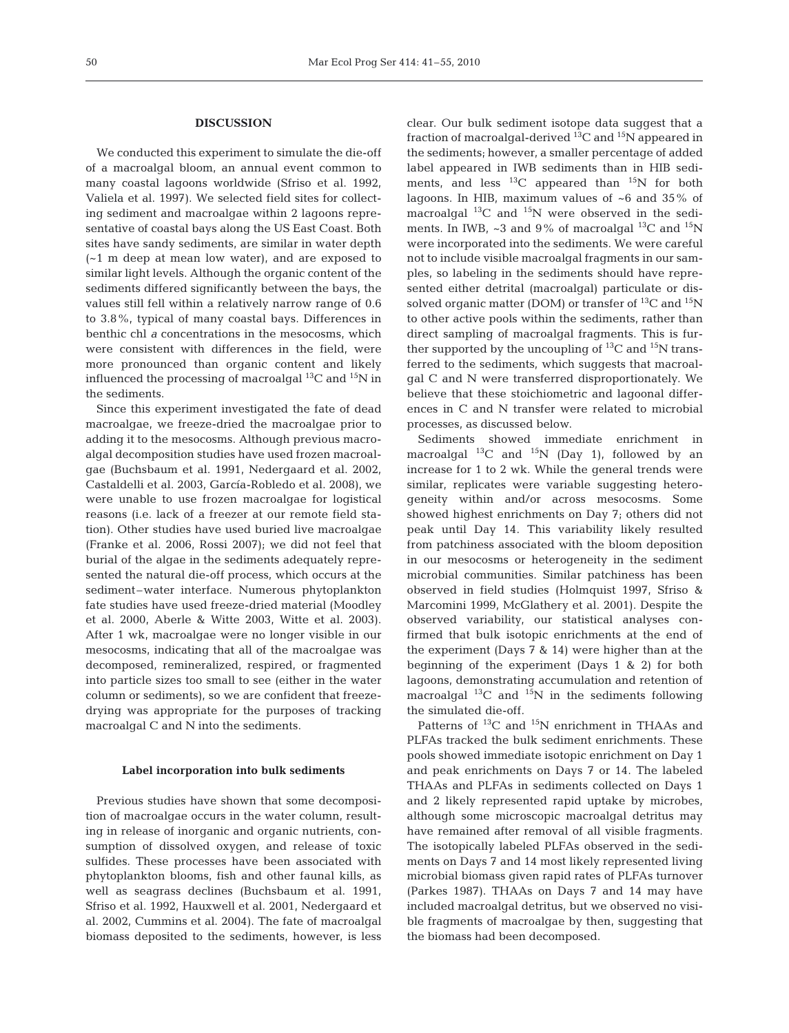## DISCUSSION

We conducted this experiment to simulate the die-off of a macroalgal bloom, an annual event common to many coastal lagoons worldwide (Sfriso et al. 1992, Valiela et al. 1997). We selected field sites for collecting sediment and macroalgae within 2 lagoons representative of coastal bays along the US East Coast. Both sites have sandy sediments, are similar in water depth (~1 m deep at mean low water), and are exposed to similar light levels. Although the organic content of the sediments differed significantly between the bays, the values still fell within a relatively narrow range of 0.6 to 3.8%, typical of many coastal bays. Differences in benthic chl *a* concentrations in the mesocosms, which were consistent with differences in the field, were more pronounced than organic content and likely influenced the processing of macroalgal $^{13}C$ and $^{15}N$ in the sediments.

Since this experiment investigated the fate of dead macroalgae, we freeze-dried the macroalgae prior to adding it to the mesocosms. Although previous macroalgal decomposition studies have used frozen macroalgae (Buchsbaum et al. 1991, Nedergaard et al. 2002, Castaldelli et al. 2003, García-Robledo et al. 2008), we were unable to use frozen macroalgae for logistical reasons (i.e. lack of a freezer at our remote field station). Other studies have used buried live macroalgae (Franke et al. 2006, Rossi 2007); we did not feel that burial of the algae in the sediments adequately represented the natural die-off process, which occurs at the sediment–water interface. Numerous phytoplankton fate studies have used freeze-dried material (Moodley et al. 2000, Aberle & Witte 2003, Witte et al. 2003). After 1 wk, macroalgae were no longer visible in our mesocosms, indicating that all of the macroalgae was decomposed, remineralized, respired, or fragmented into particle sizes too small to see (either in the water column or sediments), so we are confident that freeze-drying was appropriate for the purposes of tracking macroalgal C and N into the sediments.

### Label incorporation into bulk sediments

Previous studies have shown that some decomposition of macroalgae occurs in the water column, resulting in release of inorganic and organic nutrients, consumption of dissolved oxygen, and release of toxic sulfides. These processes have been associated with phytoplankton blooms, fish and other faunal kills, as well as seagrass declines (Buchsbaum et al. 1991, Sfriso et al. 1992, Hauxwell et al. 2001, Nedergaard et al. 2002, Cummins et al. 2004). The fate of macroalgal biomass deposited to the sediments, however, is less clear. Our bulk sediment isotope data suggest that a fraction of macroalgal-derived $^{13}C$ and $^{15}N$ appeared in the sediments; however, a smaller percentage of added label appeared in IWB sediments than in HIB sediments, and less $^{13}C$ appeared than $^{15}N$ for both lagoons. In HIB, maximum values of ~6 and 35% of macroalgal $^{13}C$ and $^{15}N$ were observed in the sediments. In IWB, ~3 and 9% of macroalgal $^{13}C$ and $^{15}N$ were incorporated into the sediments. We were careful not to include visible macroalgal fragments in our samples, so labeling in the sediments should have represented either detrital (macroalgal) particulate or dissolved organic matter (DOM) or transfer of $^{13}C$ and $^{15}N$ to other active pools within the sediments, rather than direct sampling of macroalgal fragments. This is further supported by the uncoupling of $^{13}C$ and $^{15}N$ transferred to the sediments, which suggests that macroalgal C and N were transferred disproportionately. We believe that these stoichiometric and lagoonal differences in C and N transfer were related to microbial processes, as discussed below.

Sediments showed immediate enrichment in macroalgal $^{13}C$ and $^{15}N$ (Day 1), followed by an increase for 1 to 2 wk. While the general trends were similar, replicates were variable suggesting heterogeneity within and/or across mesocosms. Some showed highest enrichments on Day 7; others did not peak until Day 14. This variability likely resulted from patchiness associated with the bloom deposition in our mesocosms or heterogeneity in the sediment microbial communities. Similar patchiness has been observed in field studies (Holmquist 1997, Sfriso & Marcomini 1999, McGlathery et al. 2001). Despite the observed variability, our statistical analyses confirmed that bulk isotopic enrichments at the end of the experiment (Days 7 & 14) were higher than at the beginning of the experiment (Days 1 & 2) for both lagoons, demonstrating accumulation and retention of macroalgal $^{13}C$ and $^{15}N$ in the sediments following the simulated die-off.

Patterns of $^{13}C$ and $^{15}N$ enrichment in THAAs and PLFAs tracked the bulk sediment enrichments. These pools showed immediate isotopic enrichment on Day 1 and peak enrichments on Days 7 or 14. The labeled THAAs and PLFAs in sediments collected on Days 1 and 2 likely represented rapid uptake by microbes, although some microscopic macroalgal detritus may have remained after removal of all visible fragments. The isotopically labeled PLFAs observed in the sediments on Days 7 and 14 most likely represented living microbial biomass given rapid rates of PLFAs turnover (Parkes 1987). THAAs on Days 7 and 14 may have included macroalgal detritus, but we observed no visible fragments of macroalgae by then, suggesting that the biomass had been decomposed.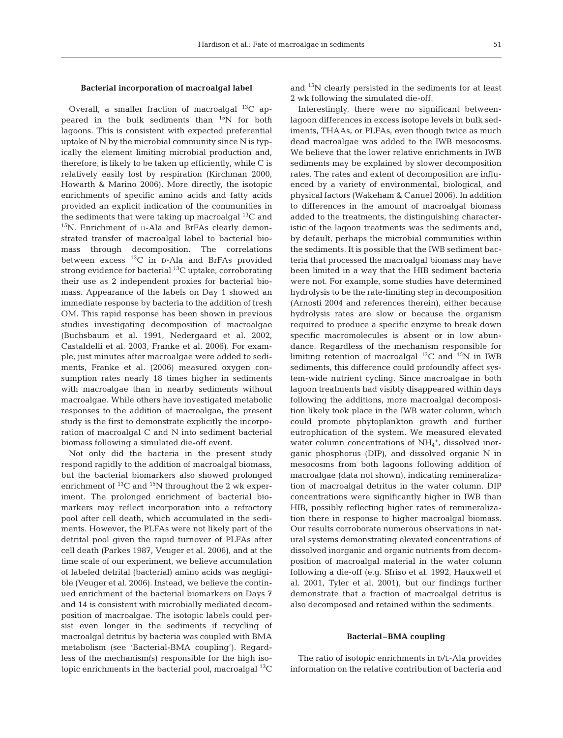### Bacterial incorporation of macroalgal label

Overall, a smaller fraction of macroalgal $^{13}C$ appeared in the bulk sediments than $^{15}N$ for both lagoons. This is consistent with expected preferential uptake of N by the microbial community since N is typically the element limiting microbial production and, therefore, is likely to be taken up efficiently, while C is relatively easily lost by respiration (Kirchman 2000, Howarth & Marino 2006). More directly, the isotopic enrichments of specific amino acids and fatty acids provided an explicit indication of the communities in the sediments that were taking up macroalgal $^{13}C$ and $^{15}N$. Enrichment of D-Ala and BrFAs clearly demonstrated transfer of macroalgal label to bacterial biomass through decomposition. The correlations between excess $^{13}C$ in D-Ala and BrFAs provided strong evidence for bacterial $^{13}C$ uptake, corroborating their use as 2 independent proxies for bacterial biomass. Appearance of the labels on Day 1 showed an immediate response by bacteria to the addition of fresh OM. This rapid response has been shown in previous studies investigating decomposition of macroalgae (Buchsbaum et al. 1991, Nedergaard et al. 2002, Castaldelli et al. 2003, Franke et al. 2006). For example, just minutes after macroalgae were added to sediments, Franke et al. (2006) measured oxygen consumption rates nearly 18 times higher in sediments with macroalgae than in nearby sediments without macroalgae. While others have investigated metabolic responses to the addition of macroalgae, the present study is the first to demonstrate explicitly the incorporation of macroalgal C and N into sediment bacterial biomass following a simulated die-off event.

Not only did the bacteria in the present study respond rapidly to the addition of macroalgal biomass, but the bacterial biomarkers also showed prolonged enrichment of $^{13}C$ and $^{15}N$ throughout the 2 wk experiment. The prolonged enrichment of bacterial biomarkers may reflect incorporation into a refractory pool after cell death, which accumulated in the sediments. However, the PLFAs were not likely part of the detrital pool given the rapid turnover of PLFAs after cell death (Parkes 1987, Veuger et al. 2006), and at the time scale of our experiment, we believe accumulation of labeled detrital (bacterial) amino acids was negligible (Veuger et al. 2006). Instead, we believe the continued enrichment of the bacterial biomarkers on Days 7 and 14 is consistent with microbially mediated decomposition of macroalgae. The isotopic labels could persist even longer in the sediments if recycling of macroalgal detritus by bacteria was coupled with BMA metabolism (see 'Bacterial-BMA coupling'). Regardless of the mechanism(s) responsible for the high isotopic enrichments in the bacterial pool, macroalgal $^{13}C$ and $^{15}N$ clearly persisted in the sediments for at least 2 wk following the simulated die-off.

Interestingly, there were no significant between-lagoon differences in excess isotope levels in bulk sediments, THAAs, or PLFAs, even though twice as much dead macroalgae was added to the IWB mesocosms. We believe that the lower relative enrichments in IWB sediments may be explained by slower decomposition rates. The rates and extent of decomposition are influenced by a variety of environmental, biological, and physical factors (Wakeham & Canuel 2006). In addition to differences in the amount of macroalgal biomass added to the treatments, the distinguishing characteristic of the lagoon treatments was the sediments and, by default, perhaps the microbial communities within the sediments. It is possible that the IWB sediment bacteria that processed the macroalgal biomass may have been limited in a way that the HIB sediment bacteria were not. For example, some studies have determined hydrolysis to be the rate-limiting step in decomposition (Arnosti 2004 and references therein), either because hydrolysis rates are slow or because the organism required to produce a specific enzyme to break down specific macromolecules is absent or in low abundance. Regardless of the mechanism responsible for limiting retention of macroalgal $^{13}C$ and $^{15}N$ in IWB sediments, this difference could profoundly affect system-wide nutrient cycling. Since macroalgae in both lagoon treatments had visibly disappeared within days following the additions, more macroalgal decomposition likely took place in the IWB water column, which could promote phytoplankton growth and further eutrophication of the system. We measured elevated water column concentrations of $NH_4^+$, dissolved inorganic phosphorus (DIP), and dissolved organic N in mesocosms from both lagoons following addition of macroalgae (data not shown), indicating remineralization of macroalgal detritus in the water column. DIP concentrations were significantly higher in IWB than HIB, possibly reflecting higher rates of remineralization there in response to higher macroalgal biomass. Our results corroborate numerous observations in natural systems demonstrating elevated concentrations of dissolved inorganic and organic nutrients from decomposition of macroalgal material in the water column following a die-off (e.g. Sfriso et al. 1992, Hauxwell et al. 2001, Tyler et al. 2001), but our findings further demonstrate that a fraction of macroalgal detritus is also decomposed and retained within the sediments.

### Bacterial–BMA coupling

The ratio of isotopic enrichments in D/L-Ala provides information on the relative contribution of bacteria and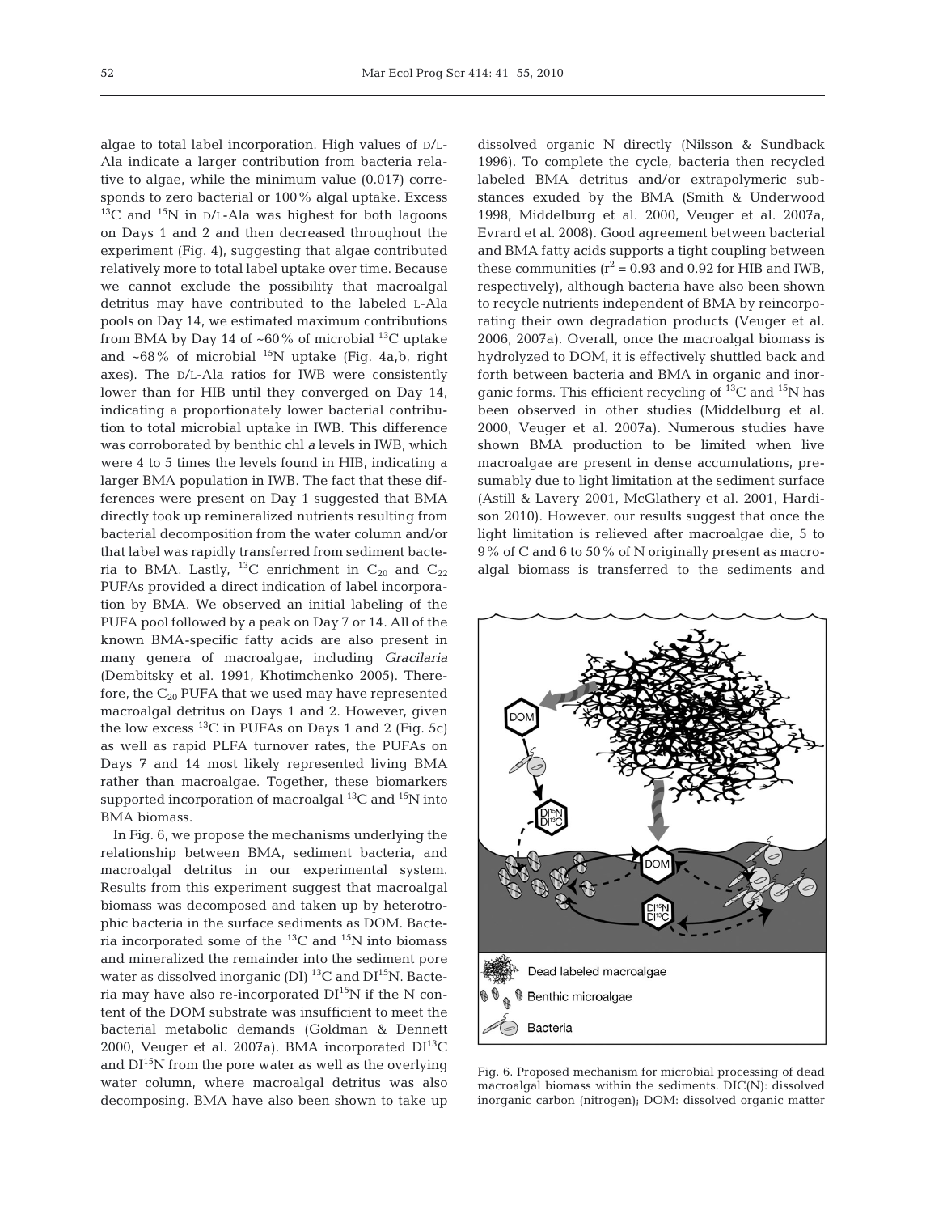algae to total label incorporation. High values of D/L-Ala indicate a larger contribution from bacteria relative to algae, while the minimum value (0.017) corresponds to zero bacterial or 100% algal uptake. Excess $^{13}C$ and $^{15}N$ in D/L-Ala was highest for both lagoons on Days 1 and 2 and then decreased throughout the experiment (Fig. 4), suggesting that algae contributed relatively more to total label uptake over time. Because we cannot exclude the possibility that macroalgal detritus may have contributed to the labeled L-Ala pools on Day 14, we estimated maximum contributions from BMA by Day 14 of ~60% of microbial $^{13}C$ uptake and ~68% of microbial $^{15}N$ uptake (Fig. 4a,b, right axes). The D/L-Ala ratios for IWB were consistently lower than for HIB until they converged on Day 14, indicating a proportionately lower bacterial contribution to total microbial uptake in IWB. This difference was corroborated by benthic chl *a* levels in IWB, which were 4 to 5 times the levels found in HIB, indicating a larger BMA population in IWB. The fact that these differences were present on Day 1 suggested that BMA directly took up remineralized nutrients resulting from bacterial decomposition from the water column and/or that label was rapidly transferred from sediment bacteria to BMA. Lastly, $^{13}C$ enrichment in $C_{20}$ and $C_{22}$ PUFAs provided a direct indication of label incorporation by BMA. We observed an initial labeling of the PUFA pool followed by a peak on Day 7 or 14. All of the known BMA-specific fatty acids are also present in many genera of macroalgae, including *Gracilaria* (Dembitsky et al. 1991, Khotimchenko 2005). Therefore, the $C_{20}$ PUFA that we used may have represented macroalgal detritus on Days 1 and 2. However, given the low excess $^{13}C$ in PUFAs on Days 1 and 2 (Fig. 5c) as well as rapid PLFA turnover rates, the PUFAs on Days 7 and 14 most likely represented living BMA rather than macroalgae. Together, these biomarkers supported incorporation of macroalgal $^{13}C$ and $^{15}N$ into BMA biomass.

In Fig. 6, we propose the mechanisms underlying the relationship between BMA, sediment bacteria, and macroalgal detritus in our experimental system. Results from this experiment suggest that macroalgal biomass was decomposed and taken up by heterotrophic bacteria in the surface sediments as DOM. Bacteria incorporated some of the $^{13}C$ and $^{15}N$ into biomass and mineralized the remainder into the sediment pore water as dissolved inorganic (DI) $^{13}C$ and $DI^{15}N$. Bacteria may have also re-incorporated $DI^{15}N$ if the N content of the DOM substrate was insufficient to meet the bacterial metabolic demands (Goldman & Dennett 2000, Veuger et al. 2007a). BMA incorporated $DI^{13}C$ and $DI^{15}N$ from the pore water as well as the overlying water column, where macroalgal detritus was also decomposing. BMA have also been shown to take up dissolved organic N directly (Nilsson & Sundback 1996). To complete the cycle, bacteria then recycled labeled BMA detritus and/or extrapolymeric substances exuded by the BMA (Smith & Underwood 1998, Middelburg et al. 2000, Veuger et al. 2007a, Evrard et al. 2008). Good agreement between bacterial and BMA fatty acids supports a tight coupling between these communities ($r^2$ = 0.93 and 0.92 for HIB and IWB, respectively), although bacteria have also been shown to recycle nutrients independent of BMA by reincorporating their own degradation products (Veuger et al. 2006, 2007a). Overall, once the macroalgal biomass is hydrolyzed to DOM, it is effectively shuttled back and forth between bacteria and BMA in organic and inorganic forms. This efficient recycling of $^{13}C$ and $^{15}N$ has been observed in other studies (Middelburg et al. 2000, Veuger et al. 2007a). Numerous studies have shown BMA production to be limited when live macroalgae are present in dense accumulations, presumably due to light limitation at the sediment surface (Astill & Lavery 2001, McGlathery et al. 2001, Hardison 2010). However, our results suggest that once the light limitation is relieved after macroalgae die, 5 to 9% of C and 6 to 50% of N originally present as macroalgal biomass is transferred to the sediments and

Fig. 6. Proposed mechanism for microbial processing of dead macroalgal biomass within the sediments. DIC(N): dissolved inorganic carbon (nitrogen); DOM: dissolved organic matter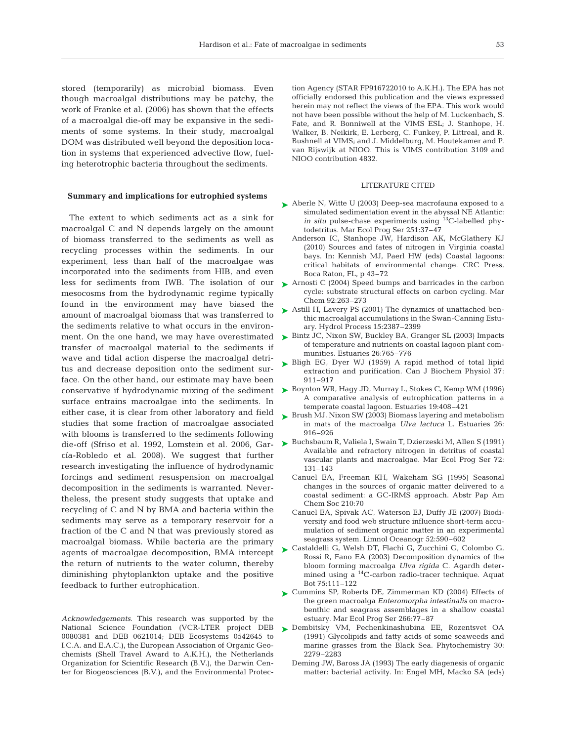stored (temporarily) as microbial biomass. Even though macroalgal distributions may be patchy, the work of Franke et al. (2006) has shown that the effects of a macroalgal die-off may be expansive in the sediments of some systems. In their study, macroalgal DOM was distributed well beyond the deposition location in systems that experienced advective flow, fueling heterotrophic bacteria throughout the sediments.

### Summary and implications for eutrophied systems

The extent to which sediments act as a sink for macroalgal C and N depends largely on the amount of biomass transferred to the sediments as well as recycling processes within the sediments. In our experiment, less than half of the macroalgae was incorporated into the sediments from HIB, and even less for sediments from IWB. The isolation of our mesocosms from the hydrodynamic regime typically found in the environment may have biased the amount of macroalgal biomass that was transferred to the sediments relative to what occurs in the environment. On the one hand, we may have overestimated transfer of macroalgal material to the sediments if wave and tidal action disperse the macroalgal detritus and decrease deposition onto the sediment surface. On the other hand, our estimate may have been conservative if hydrodynamic mixing of the sediment surface entrains macroalgae into the sediments. In either case, it is clear from other laboratory and field studies that some fraction of macroalgae associated with blooms is transferred to the sediments following die-off (Sfriso et al. 1992, Lomstein et al. 2006, García-Robledo et al. 2008). We suggest that further research investigating the influence of hydrodynamic forcings and sediment resuspension on macroalgal decomposition in the sediments is warranted. Nevertheless, the present study suggests that uptake and recycling of C and N by BMA and bacteria within the sediments may serve as a temporary reservoir for a fraction of the C and N that was previously stored as macroalgal biomass. While bacteria are the primary agents of macroalgae decomposition, BMA intercept the return of nutrients to the water column, thereby diminishing phytoplankton uptake and the positive feedback to further eutrophication.

*Acknowledgements.* This research was supported by the National Science Foundation (VCR-LTER project DEB 0080381 and DEB 0621014; DEB Ecosystems 0542645 to I.C.A. and E.A.C.), the European Association of Organic Geochemists (Shell Travel Award to A.K.H.), the Netherlands Organization for Scientific Research (B.V.), the Darwin Center for Biogeosciences (B.V.), and the Environmental Protection Agency (STAR FP916722010 to A.K.H.). The EPA has not officially endorsed this publication and the views expressed herein may not reflect the views of the EPA. This work would not have been possible without the help of M. Luckenbach, S. Fate, and R. Bonniwell at the VIMS ESL; J. Stanhope, H. Walker, B. Neikirk, E. Lerberg, C. Funkey, P. Littreal, and R. Bushnell at VIMS; and J. Middelburg, M. Houtekamer and P. van Rijswijk at NIOO. This is VIMS contribution 3109 and NIOO contribution 4832.

### LITERATURE CITED

- Aberle N, Witte U (2003) Deep-sea macrofauna exposed to a simulated sedimentation event in the abyssal NE Atlantic: *in situ* pulse-chase experiments using $^{13}C$-labelled phytodetritus. Mar Ecol Prog Ser 251:37–47
- Anderson IC, Stanhope JW, Hardison AK, McGlathery KJ (2010) Sources and fates of nitrogen in Virginia coastal bays. In: Kennish MJ, Paerl HW (eds) Coastal lagoons: critical habitats of environmental change. CRC Press, Boca Raton, FL, p 43–72
- Arnosti C (2004) Speed bumps and barricades in the carbon cycle: substrate structural effects on carbon cycling. Mar Chem 92:263–273
- Astill H, Lavery PS (2001) The dynamics of unattached benthic macroalgal accumulations in the Swan-Canning Estuary. Hydrol Process 15:2387–2399
- Bintz JC, Nixon SW, Buckley BA, Granger SL (2003) Impacts of temperature and nutrients on coastal lagoon plant communities. Estuaries 26:765–776
- Bligh EG, Dyer WJ (1959) A rapid method of total lipid extraction and purification. Can J Biochem Physiol 37: 911–917
- Boynton WR, Hagy JD, Murray L, Stokes C, Kemp WM (1996) A comparative analysis of eutrophication patterns in a temperate coastal lagoon. Estuaries 19:408–421
- Brush MJ, Nixon SW (2003) Biomass layering and metabolism in mats of the macroalga *Ulva lactuca* L. Estuaries 26: 916–926
- Buchsbaum R, Valiela I, Swain T, Dzierzeski M, Allen S (1991) Available and refractory nitrogen in detritus of coastal vascular plants and macroalgae. Mar Ecol Prog Ser 72: 131–143
- Canuel EA, Freeman KH, Wakeham SG (1995) Seasonal changes in the sources of organic matter delivered to a coastal sediment: a GC-IRMS approach. Abstr Pap Am Chem Soc 210:70
- Canuel EA, Spivak AC, Waterson EJ, Duffy JE (2007) Biodiversity and food web structure influence short-term accumulation of sediment organic matter in an experimental seagrass system. Limnol Oceanogr 52:590–602
- Castaldelli G, Welsh DT, Flachi G, Zucchini G, Colombo G, Rossi R, Fano EA (2003) Decomposition dynamics of the bloom forming macroalga *Ulva rigida* C. Agardh determined using a $^{14}C$-carbon radio-tracer technique. Aquat Bot 75:111–122
- Cummins SP, Roberts DE, Zimmerman KD (2004) Effects of the green macroalga *Enteromorpha intestinalis* on macrobenthic and seagrass assemblages in a shallow coastal estuary. Mar Ecol Prog Ser 266:77–87
- Dembitsky VM, Pechenkinashubina EE, Rozentsvet OA (1991) Glycolipids and fatty acids of some seaweeds and marine grasses from the Black Sea. Phytochemistry 30: 2279–2283
- Deming JW, Baross JA (1993) The early diagenesis of organic matter: bacterial activity. In: Engel MH, Macko SA (eds)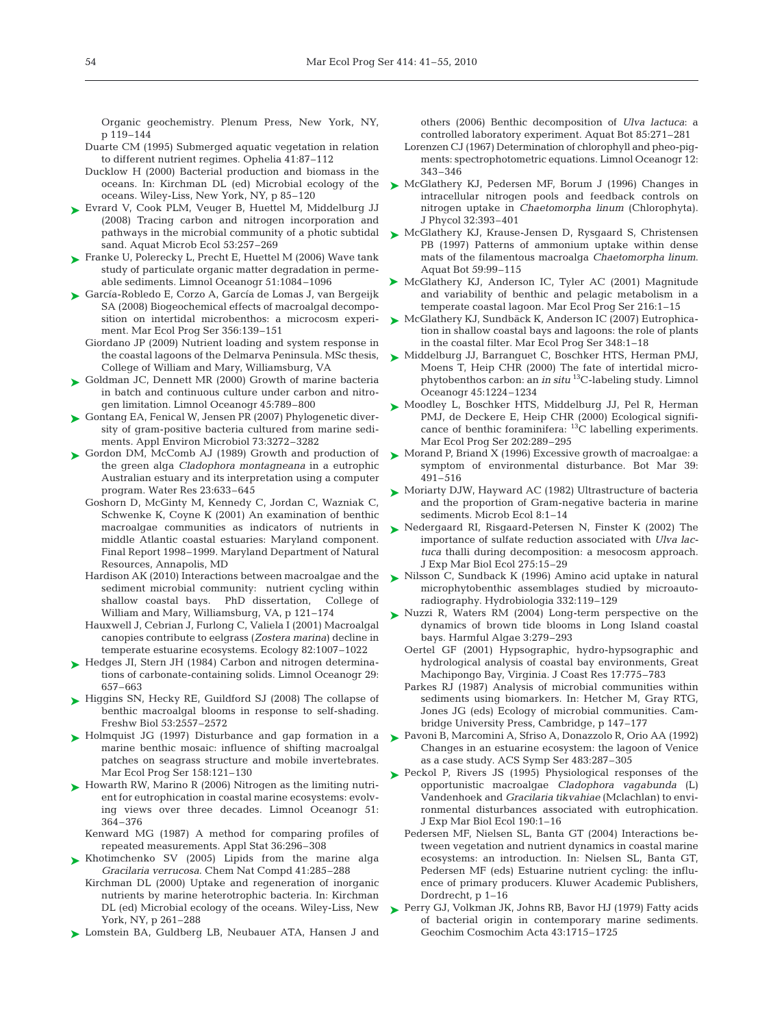Organic geochemistry. Plenum Press, New York, NY, p 119–144

Duarte CM (1995) Submerged aquatic vegetation in relation to different nutrient regimes. Ophelia 41:87–112

Ducklow H (2000) Bacterial production and biomass in the oceans. In: Kirchman DL (ed) Microbial ecology of the oceans. Wiley-Liss, New York, NY, p 85–120

Evrard V, Cook PLM, Veuger B, Huettel M, Middelburg JJ (2008) Tracing carbon and nitrogen incorporation and pathways in the microbial community of a photic subtidal sand. Aquat Microb Ecol 53:257–269

Franke U, Polerecky L, Precht E, Huettel M (2006) Wave tank study of particulate organic matter degradation in permeable sediments. Limnol Oceanogr 51:1084–1096

García-Robledo E, Corzo A, García de Lomas J, van Bergeijk SA (2008) Biogeochemical effects of macroalgal decomposition on intertidal microbenthos: a microcosm experiment. Mar Ecol Prog Ser 356:139–151

Giordano JP (2009) Nutrient loading and system response in the coastal lagoons of the Delmarva Peninsula. MSc thesis, College of William and Mary, Williamsburg, VA

Goldman JC, Dennett MR (2000) Growth of marine bacteria in batch and continuous culture under carbon and nitrogen limitation. Limnol Oceanogr 45:789–800

Gontang EA, Fenical W, Jensen PR (2007) Phylogenetic diversity of gram-positive bacteria cultured from marine sediments. Appl Environ Microbiol 73:3272–3282

Gordon DM, McComb AJ (1989) Growth and production of the green alga *Cladophora montagneana* in a eutrophic Australian estuary and its interpretation using a computer program. Water Res 23:633–645

Goshorn D, McGinty M, Kennedy C, Jordan C, Wazniak C, Schwenke K, Coyne K (2001) An examination of benthic macroalgae communities as indicators of nutrients in middle Atlantic coastal estuaries: Maryland component. Final Report 1998–1999. Maryland Department of Natural Resources, Annapolis, MD

Hardison AK (2010) Interactions between macroalgae and the sediment microbial community: nutrient cycling within shallow coastal bays. PhD dissertation, College of William and Mary, Williamsburg, VA, p 121–174

Hauxwell J, Cebrian J, Furlong C, Valiela I (2001) Macroalgal canopies contribute to eelgrass (*Zostera marina*) decline in temperate estuarine ecosystems. Ecology 82:1007–1022

Hedges JI, Stern JH (1984) Carbon and nitrogen determinations of carbonate-containing solids. Limnol Oceanogr 29: 657–663

Higgins SN, Hecky RE, Guildford SJ (2008) The collapse of benthic macroalgal blooms in response to self-shading. Freshw Biol 53:2557–2572

Holmquist JG (1997) Disturbance and gap formation in a marine benthic mosaic: influence of shifting macroalgal patches on seagrass structure and mobile invertebrates. Mar Ecol Prog Ser 158:121–130

Howarth RW, Marino R (2006) Nitrogen as the limiting nutrient for eutrophication in coastal marine ecosystems: evolving views over three decades. Limnol Oceanogr 51: 364–376

Kenward MG (1987) A method for comparing profiles of repeated measurements. Appl Stat 36:296–308

Khotimchenko SV (2005) Lipids from the marine alga *Gracilaria verrucosa*. Chem Nat Compd 41:285–288

Kirchman DL (2000) Uptake and regeneration of inorganic nutrients by marine heterotrophic bacteria. In: Kirchman DL (ed) Microbial ecology of the oceans. Wiley-Liss, New York, NY, p 261–288

Lomstein BA, Guldberg LB, Neubauer ATA, Hansen J and others (2006) Benthic decomposition of *Ulva lactuca*: a controlled laboratory experiment. Aquat Bot 85:271–281

Lorenzen CJ (1967) Determination of chlorophyll and pheo-pigments: spectrophotometric equations. Limnol Oceanogr 12: 343–346

McGlathery KJ, Pedersen MF, Borum J (1996) Changes in intracellular nitrogen pools and feedback controls on nitrogen uptake in *Chaetomorpha linum* (Chlorophyta). J Phycol 32:393–401

McGlathery KJ, Krause-Jensen D, Rysgaard S, Christensen PB (1997) Patterns of ammonium uptake within dense mats of the filamentous macroalga *Chaetomorpha linum*. Aquat Bot 59:99–115

McGlathery KJ, Anderson IC, Tyler AC (2001) Magnitude and variability of benthic and pelagic metabolism in a temperate coastal lagoon. Mar Ecol Prog Ser 216:1–15

McGlathery KJ, Sundbäck K, Anderson IC (2007) Eutrophication in shallow coastal bays and lagoons: the role of plants in the coastal filter. Mar Ecol Prog Ser 348:1–18

Middelburg JJ, Barranguet C, Boschker HTS, Herman PMJ, Moens T, Heip CHR (2000) The fate of intertidal microphytobenthos carbon: an *in situ* $^{13}$C-labeling study. Limnol Oceanogr 45:1224–1234

Moodley L, Boschker HTS, Middelburg JJ, Pel R, Herman PMJ, de Deckere E, Heip CHR (2000) Ecological significance of benthic foraminifera: $^{13}$C labelling experiments. Mar Ecol Prog Ser 202:289–295

Morand P, Briand X (1996) Excessive growth of macroalgae: a symptom of environmental disturbance. Bot Mar 39: 491–516

Moriarty DJW, Hayward AC (1982) Ultrastructure of bacteria and the proportion of Gram-negative bacteria in marine sediments. Microb Ecol 8:1–14

Nedergaard RI, Risgaard-Petersen N, Finster K (2002) The importance of sulfate reduction associated with *Ulva lactuca* thalli during decomposition: a mesocosm approach. J Exp Mar Biol Ecol 275:15–29

Nilsson C, Sundback K (1996) Amino acid uptake in natural microphytobenthic assemblages studied by microautoradiography. Hydrobiologia 332:119–129

Nuzzi R, Waters RM (2004) Long-term perspective on the dynamics of brown tide blooms in Long Island coastal bays. Harmful Algae 3:279–293

Oertel GF (2001) Hypsographic, hydro-hypsographic and hydrological analysis of coastal bay environments, Great Machipongo Bay, Virginia. J Coast Res 17:775–783

Parkes RJ (1987) Analysis of microbial communities within sediments using biomarkers. In: Hetcher M, Gray RTG, Jones JG (eds) Ecology of microbial communities. Cambridge University Press, Cambridge, p 147–177

Pavoni B, Marcomini A, Sfriso A, Donazzolo R, Orio AA (1992) Changes in an estuarine ecosystem: the lagoon of Venice as a case study. ACS Symp Ser 483:287–305

Peckol P, Rivers JS (1995) Physiological responses of the opportunistic macroalgae *Cladophora vagabunda* (L) Vandenhoek and *Gracilaria tikvahiae* (Mclachlan) to environmental disturbances associated with eutrophication. J Exp Mar Biol Ecol 190:1–16

Pedersen MF, Nielsen SL, Banta GT (2004) Interactions between vegetation and nutrient dynamics in coastal marine ecosystems: an introduction. In: Nielsen SL, Banta GT, Pedersen MF (eds) Estuarine nutrient cycling: the influence of primary producers. Kluwer Academic Publishers, Dordrecht, p 1–16

Perry GJ, Volkman JK, Johns RB, Bavor HJ (1979) Fatty acids of bacterial origin in contemporary marine sediments. Geochim Cosmochim Acta 43:1715–1725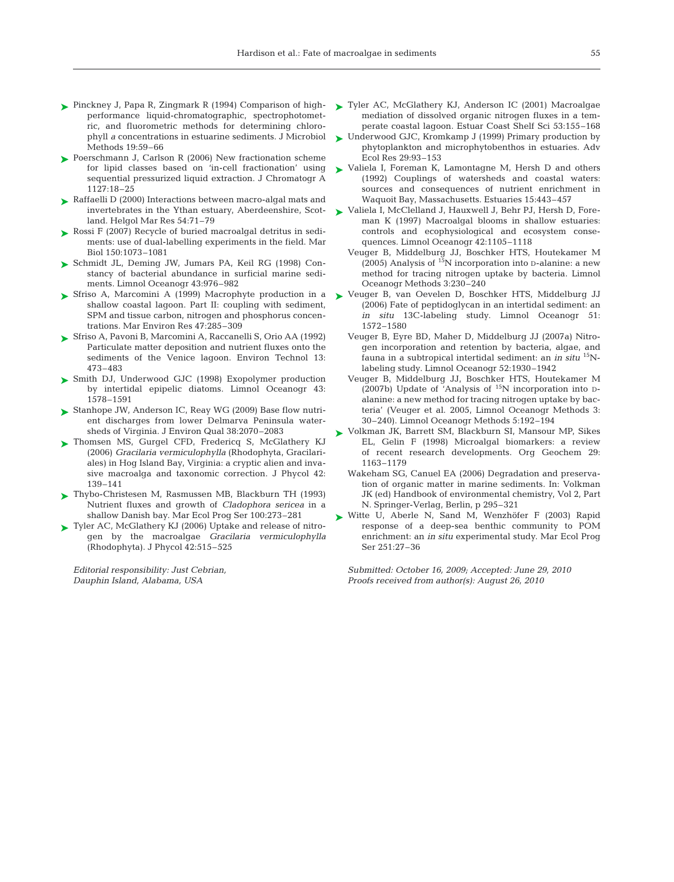- Pinckney J, Papa R, Zingmark R (1994) Comparison of high-performance liquid-chromatographic, spectrophotometric, and fluorometric methods for determining chlorophyll *a* concentrations in estuarine sediments. J Microbiol Methods 19:59–66
- Poerschmann J, Carlson R (2006) New fractionation scheme for lipid classes based on 'in-cell fractionation' using sequential pressurized liquid extraction. J Chromatogr A 1127:18–25
- Raffaelli D (2000) Interactions between macro-algal mats and invertebrates in the Ythan estuary, Aberdeenshire, Scotland. Helgol Mar Res 54:71–79
- Rossi F (2007) Recycle of buried macroalgal detritus in sediments: use of dual-labelling experiments in the field. Mar Biol 150:1073–1081
- Schmidt JL, Deming JW, Jumars PA, Keil RG (1998) Constancy of bacterial abundance in surficial marine sediments. Limnol Oceanogr 43:976–982
- Sfriso A, Marcomini A (1999) Macrophyte production in a shallow coastal lagoon. Part II: coupling with sediment, SPM and tissue carbon, nitrogen and phosphorus concentrations. Mar Environ Res 47:285–309
- Sfriso A, Pavoni B, Marcomini A, Raccanelli S, Orio AA (1992) Particulate matter deposition and nutrient fluxes onto the sediments of the Venice lagoon. Environ Technol 13: 473–483
- Smith DJ, Underwood GJC (1998) Exopolymer production by intertidal epipelic diatoms. Limnol Oceanogr 43: 1578–1591
- Stanhope JW, Anderson IC, Reay WG (2009) Base flow nutrient discharges from lower Delmarva Peninsula watersheds of Virginia. J Environ Qual 38:2070–2083
- Thomsen MS, Gurgel CFD, Fredericq S, McGlathery KJ (2006) *Gracilaria vermiculophylla* (Rhodophyta, Gracilariales) in Hog Island Bay, Virginia: a cryptic alien and invasive macroalga and taxonomic correction. J Phycol 42: 139–141
- Thybo-Christesen M, Rasmussen MB, Blackburn TH (1993) Nutrient fluxes and growth of *Cladophora sericea* in a shallow Danish bay. Mar Ecol Prog Ser 100:273–281
- Tyler AC, McGlathery KJ (2006) Uptake and release of nitrogen by the macroalgae *Gracilaria vermiculophylla* (Rhodophyta). J Phycol 42:515–525
- Tyler AC, McGlathery KJ, Anderson IC (2001) Macroalgae mediation of dissolved organic nitrogen fluxes in a temperate coastal lagoon. Estuar Coast Shelf Sci 53:155–168
- Underwood GJC, Kromkamp J (1999) Primary production by phytoplankton and microphytobenthos in estuaries. Adv Ecol Res 29:93–153
- Valiela I, Foreman K, Lamontagne M, Hersh D and others (1992) Couplings of watersheds and coastal waters: sources and consequences of nutrient enrichment in Waquoit Bay, Massachusetts. Estuaries 15:443–457
- Valiela I, McClelland J, Hauxwell J, Behr PJ, Hersh D, Foreman K (1997) Macroalgal blooms in shallow estuaries: controls and ecophysiological and ecosystem consequences. Limnol Oceanogr 42:1105–1118
- Veuger B, Middelburg JJ, Boschker HTS, Houtekamer M (2005) Analysis of $^{15}$N incorporation into D-alanine: a new method for tracing nitrogen uptake by bacteria. Limnol Oceanogr Methods 3:230–240
- Veuger B, van Oevelen D, Boschker HTS, Middelburg JJ (2006) Fate of peptidoglycan in an intertidal sediment: an *in situ* 13C-labeling study. Limnol Oceanogr 51: 1572–1580
- Veuger B, Eyre BD, Maher D, Middelburg JJ (2007a) Nitrogen incorporation and retention by bacteria, algae, and fauna in a subtropical intertidal sediment: an *in situ* $^{15}$N-labeling study. Limnol Oceanogr 52:1930–1942
- Veuger B, Middelburg JJ, Boschker HTS, Houtekamer M (2007b) Update of 'Analysis of $^{15}$N incorporation into D-alanine: a new method for tracing nitrogen uptake by bacteria' (Veuger et al. 2005, Limnol Oceanogr Methods 3: 30–240). Limnol Oceanogr Methods 5:192–194
- Volkman JK, Barrett SM, Blackburn SI, Mansour MP, Sikes EL, Gelin F (1998) Microalgal biomarkers: a review of recent research developments. Org Geochem 29: 1163–1179
- Wakeham SG, Canuel EA (2006) Degradation and preservation of organic matter in marine sediments. In: Volkman JK (ed) Handbook of environmental chemistry, Vol 2, Part N. Springer-Verlag, Berlin, p 295–321
- Witte U, Aberle N, Sand M, Wenzhöfer F (2003) Rapid response of a deep-sea benthic community to POM enrichment: an *in situ* experimental study. Mar Ecol Prog Ser 251:27–36

*Editorial responsibility: Just Cebrian, Dauphin Island, Alabama, USA*

*Submitted: October 16, 2009; Accepted: June 29, 2010*
*Proofs received from author(s): August 26, 2010*